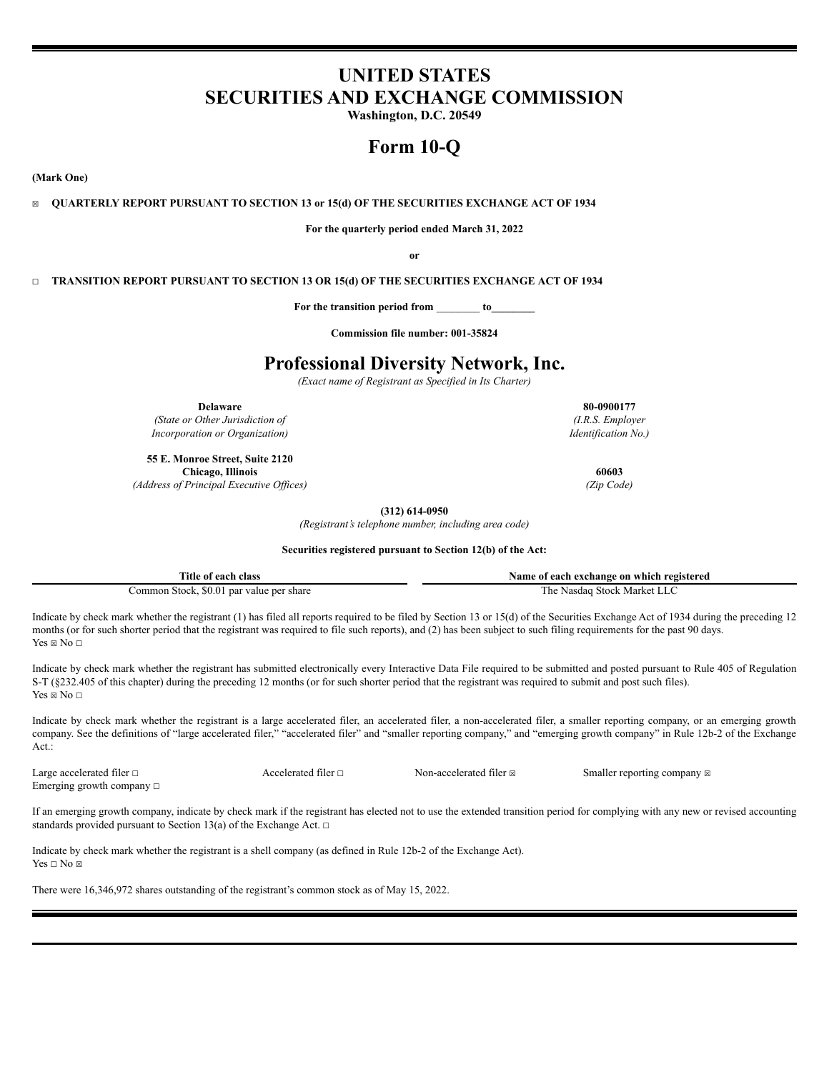# UNITED STATES
# SECURITIES AND EXCHANGE COMMISSION

**Washington, D.C. 20549**

# Form 10-Q

**(Mark One)**

☒ **QUARTERLY REPORT PURSUANT TO SECTION 13 or 15(d) OF THE SECURITIES EXCHANGE ACT OF 1934**

**For the quarterly period ended March 31, 2022**

**or**

☐ **TRANSITION REPORT PURSUANT TO SECTION 13 OR 15(d) OF THE SECURITIES EXCHANGE ACT OF 1934**

**For the transition period from ________ to________**

**Commission file number: 001-35824**

# Professional Diversity Network, Inc.

*(Exact name of Registrant as Specified in Its Charter)*

| | |
|---|---|
| **Delaware** | **80-0900177** |
| *(State or Other Jurisdiction of Incorporation or Organization)* | *(I.R.S. Employer Identification No.)* |
| **55 E. Monroe Street, Suite 2120 Chicago, Illinois** | **60603** |
| *(Address of Principal Executive Offices)* | *(Zip Code)* |

**(312) 614-0950**

*(Registrant's telephone number, including area code)*

**Securities registered pursuant to Section 12(b) of the Act:**

| Title of each class | Name of each exchange on which registered |
|---|---|
| Common Stock, $0.01 par value per share | The Nasdaq Stock Market LLC |

Indicate by check mark whether the registrant (1) has filed all reports required to be filed by Section 13 or 15(d) of the Securities Exchange Act of 1934 during the preceding 12 months (or for such shorter period that the registrant was required to file such reports), and (2) has been subject to such filing requirements for the past 90 days.
Yes ☒ No ☐

Indicate by check mark whether the registrant has submitted electronically every Interactive Data File required to be submitted and posted pursuant to Rule 405 of Regulation S-T (§232.405 of this chapter) during the preceding 12 months (or for such shorter period that the registrant was required to submit and post such files).
Yes ☒ No ☐

Indicate by check mark whether the registrant is a large accelerated filer, an accelerated filer, a non-accelerated filer, a smaller reporting company, or an emerging growth company. See the definitions of "large accelerated filer," "accelerated filer" and "smaller reporting company," and "emerging growth company" in Rule 12b-2 of the Exchange Act.:

| | | | |
|---|---|---|---|
| Large accelerated filer ☐ | Accelerated filer ☐ | Non-accelerated filer ☒ | Smaller reporting company ☒ |
| Emerging growth company ☐ | | | |

If an emerging growth company, indicate by check mark if the registrant has elected not to use the extended transition period for complying with any new or revised accounting standards provided pursuant to Section 13(a) of the Exchange Act. ☐

Indicate by check mark whether the registrant is a shell company (as defined in Rule 12b-2 of the Exchange Act).
Yes ☐ No ☒

There were 16,346,972 shares outstanding of the registrant's common stock as of May 15, 2022.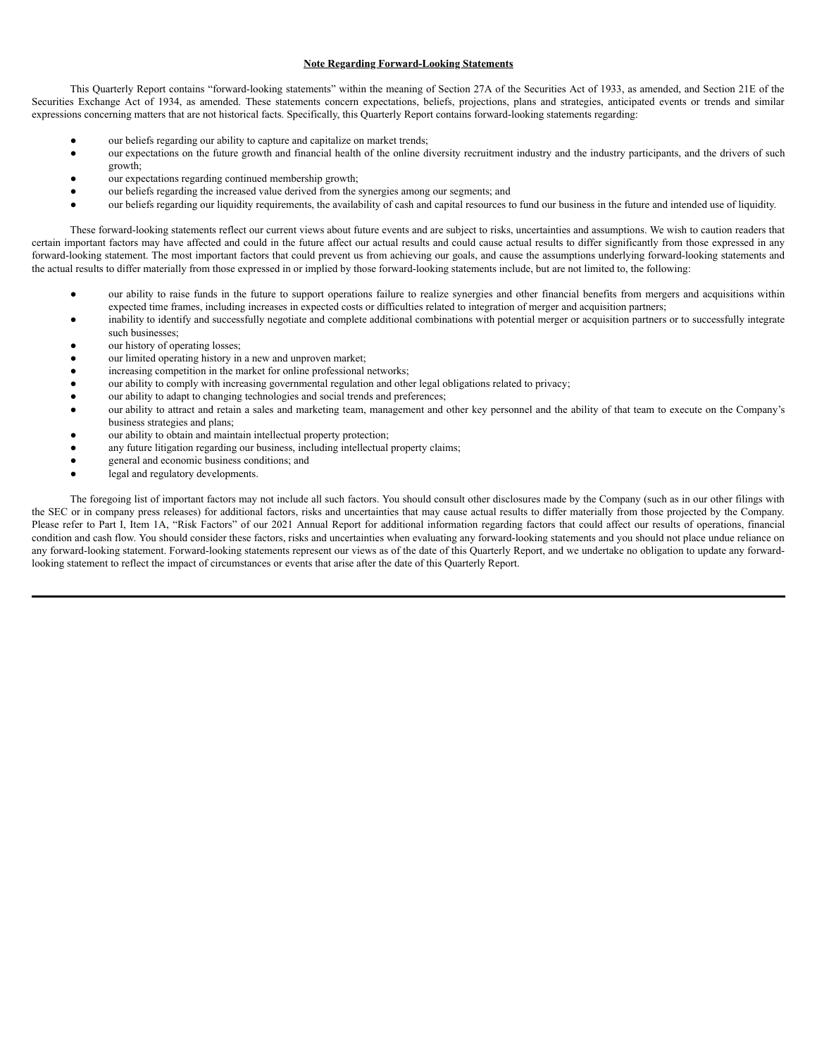**Note Regarding Forward-Looking Statements**

This Quarterly Report contains "forward-looking statements" within the meaning of Section 27A of the Securities Act of 1933, as amended, and Section 21E of the Securities Exchange Act of 1934, as amended. These statements concern expectations, beliefs, projections, plans and strategies, anticipated events or trends and similar expressions concerning matters that are not historical facts. Specifically, this Quarterly Report contains forward-looking statements regarding:

- our beliefs regarding our ability to capture and capitalize on market trends;
- our expectations on the future growth and financial health of the online diversity recruitment industry and the industry participants, and the drivers of such growth;
- our expectations regarding continued membership growth;
- our beliefs regarding the increased value derived from the synergies among our segments; and
- our beliefs regarding our liquidity requirements, the availability of cash and capital resources to fund our business in the future and intended use of liquidity.

These forward-looking statements reflect our current views about future events and are subject to risks, uncertainties and assumptions. We wish to caution readers that certain important factors may have affected and could in the future affect our actual results and could cause actual results to differ significantly from those expressed in any forward-looking statement. The most important factors that could prevent us from achieving our goals, and cause the assumptions underlying forward-looking statements and the actual results to differ materially from those expressed in or implied by those forward-looking statements include, but are not limited to, the following:

- our ability to raise funds in the future to support operations failure to realize synergies and other financial benefits from mergers and acquisitions within expected time frames, including increases in expected costs or difficulties related to integration of merger and acquisition partners;
- inability to identify and successfully negotiate and complete additional combinations with potential merger or acquisition partners or to successfully integrate such businesses;
- our history of operating losses;
- our limited operating history in a new and unproven market;
- increasing competition in the market for online professional networks;
- our ability to comply with increasing governmental regulation and other legal obligations related to privacy;
- our ability to adapt to changing technologies and social trends and preferences;
- our ability to attract and retain a sales and marketing team, management and other key personnel and the ability of that team to execute on the Company's business strategies and plans;
- our ability to obtain and maintain intellectual property protection;
- any future litigation regarding our business, including intellectual property claims;
- general and economic business conditions; and
- legal and regulatory developments.

The foregoing list of important factors may not include all such factors. You should consult other disclosures made by the Company (such as in our other filings with the SEC or in company press releases) for additional factors, risks and uncertainties that may cause actual results to differ materially from those projected by the Company. Please refer to Part I, Item 1A, "Risk Factors" of our 2021 Annual Report for additional information regarding factors that could affect our results of operations, financial condition and cash flow. You should consider these factors, risks and uncertainties when evaluating any forward-looking statements and you should not place undue reliance on any forward-looking statement. Forward-looking statements represent our views as of the date of this Quarterly Report, and we undertake no obligation to update any forward-looking statement to reflect the impact of circumstances or events that arise after the date of this Quarterly Report.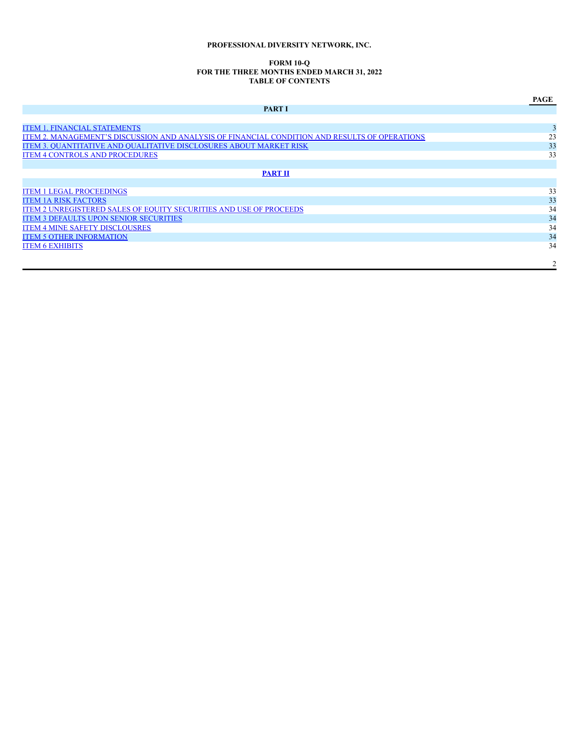**PROFESSIONAL DIVERSITY NETWORK, INC.**

**FORM 10-Q**
**FOR THE THREE MONTHS ENDED MARCH 31, 2022**
**TABLE OF CONTENTS**

| | PAGE |
|---|---|
| **PART I** | |
| ITEM 1. FINANCIAL STATEMENTS | 3 |
| ITEM 2. MANAGEMENT'S DISCUSSION AND ANALYSIS OF FINANCIAL CONDITION AND RESULTS OF OPERATIONS | 23 |
| ITEM 3. QUANTITATIVE AND QUALITATIVE DISCLOSURES ABOUT MARKET RISK | 33 |
| ITEM 4 CONTROLS AND PROCEDURES | 33 |
| **PART II** | |
| ITEM 1 LEGAL PROCEEDINGS | 33 |
| ITEM 1A RISK FACTORS | 33 |
| ITEM 2 UNREGISTERED SALES OF EQUITY SECURITIES AND USE OF PROCEEDS | 34 |
| ITEM 3 DEFAULTS UPON SENIOR SECURITIES | 34 |
| ITEM 4 MINE SAFETY DISCLOUSRES | 34 |
| ITEM 5 OTHER INFORMATION | 34 |
| ITEM 6 EXHIBITS | 34 |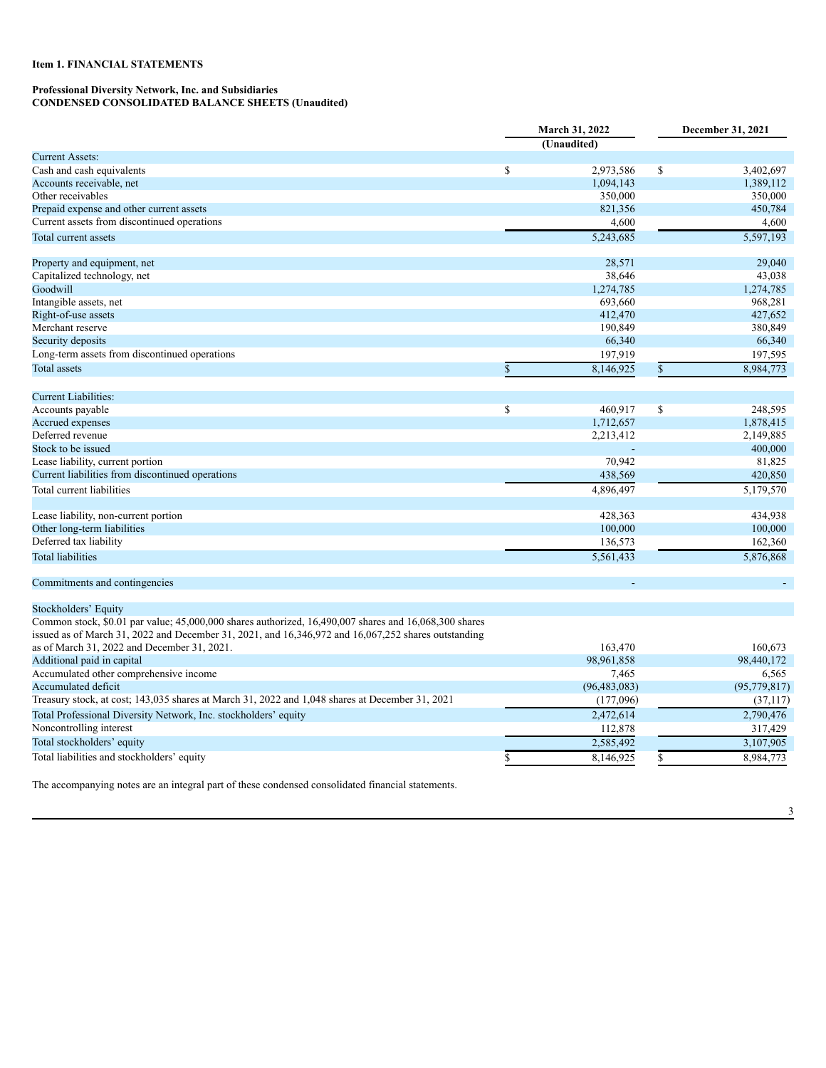**Item 1. FINANCIAL STATEMENTS**

**Professional Diversity Network, Inc. and Subsidiaries**
**CONDENSED CONSOLIDATED BALANCE SHEETS (Unaudited)**

| | March 31, 2022 (Unaudited) | December 31, 2021 |
|---|---|---|
| Current Assets: | | |
| Cash and cash equivalents | $ 2,973,586 | $ 3,402,697 |
| Accounts receivable, net | 1,094,143 | 1,389,112 |
| Other receivables | 350,000 | 350,000 |
| Prepaid expense and other current assets | 821,356 | 450,784 |
| Current assets from discontinued operations | 4,600 | 4,600 |
| Total current assets | 5,243,685 | 5,597,193 |
| | | |
| Property and equipment, net | 28,571 | 29,040 |
| Capitalized technology, net | 38,646 | 43,038 |
| Goodwill | 1,274,785 | 1,274,785 |
| Intangible assets, net | 693,660 | 968,281 |
| Right-of-use assets | 412,470 | 427,652 |
| Merchant reserve | 190,849 | 380,849 |
| Security deposits | 66,340 | 66,340 |
| Long-term assets from discontinued operations | 197,919 | 197,595 |
| Total assets | $ 8,146,925 | $ 8,984,773 |
| | | |
| Current Liabilities: | | |
| Accounts payable | $ 460,917 | $ 248,595 |
| Accrued expenses | 1,712,657 | 1,878,415 |
| Deferred revenue | 2,213,412 | 2,149,885 |
| Stock to be issued | - | 400,000 |
| Lease liability, current portion | 70,942 | 81,825 |
| Current liabilities from discontinued operations | 438,569 | 420,850 |
| Total current liabilities | 4,896,497 | 5,179,570 |
| | | |
| Lease liability, non-current portion | 428,363 | 434,938 |
| Other long-term liabilities | 100,000 | 100,000 |
| Deferred tax liability | 136,573 | 162,360 |
| Total liabilities | 5,561,433 | 5,876,868 |
| | | |
| Commitments and contingencies | - | - |
| | | |
| Stockholders' Equity | | |
| Common stock, $0.01 par value; 45,000,000 shares authorized, 16,490,007 shares and 16,068,300 shares issued as of March 31, 2022 and December 31, 2021, and 16,346,972 and 16,067,252 shares outstanding as of March 31, 2022 and December 31, 2021. | 163,470 | 160,673 |
| Additional paid in capital | 98,961,858 | 98,440,172 |
| Accumulated other comprehensive income | 7,465 | 6,565 |
| Accumulated deficit | (96,483,083) | (95,779,817) |
| Treasury stock, at cost; 143,035 shares at March 31, 2022 and 1,048 shares at December 31, 2021 | (177,096) | (37,117) |
| Total Professional Diversity Network, Inc. stockholders' equity | 2,472,614 | 2,790,476 |
| Noncontrolling interest | 112,878 | 317,429 |
| Total stockholders' equity | 2,585,492 | 3,107,905 |
| Total liabilities and stockholders' equity | $ 8,146,925 | $ 8,984,773 |

The accompanying notes are an integral part of these condensed consolidated financial statements.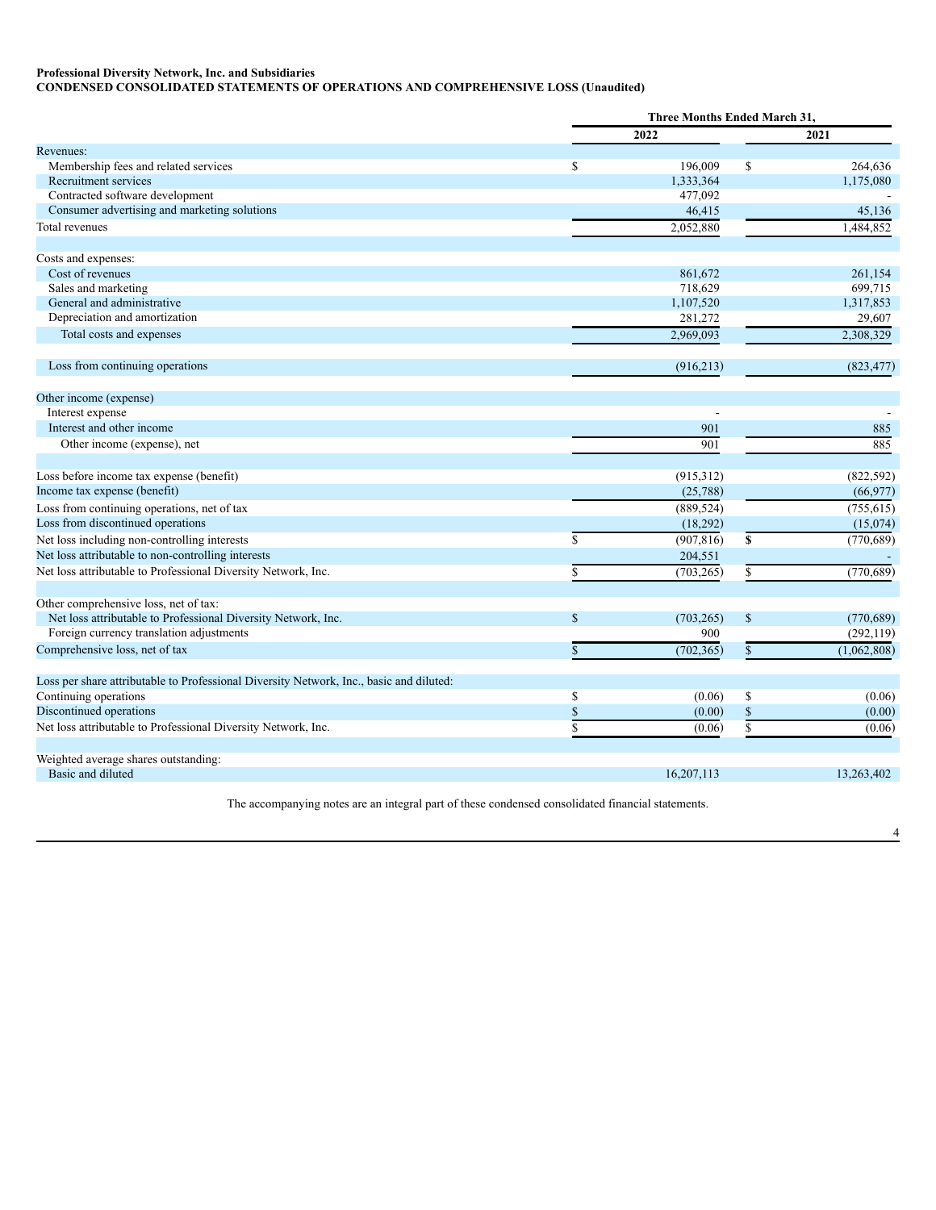**Professional Diversity Network, Inc. and Subsidiaries**
**CONDENSED CONSOLIDATED STATEMENTS OF OPERATIONS AND COMPREHENSIVE LOSS (Unaudited)**

| | Three Months Ended March 31, | |
|---|---|---|
| | 2022 | 2021 |
| Revenues: | | |
| Membership fees and related services | $ 196,009 | $ 264,636 |
| Recruitment services | 1,333,364 | 1,175,080 |
| Contracted software development | 477,092 | - |
| Consumer advertising and marketing solutions | 46,415 | 45,136 |
| Total revenues | 2,052,880 | 1,484,852 |
| | | |
| Costs and expenses: | | |
| Cost of revenues | 861,672 | 261,154 |
| Sales and marketing | 718,629 | 699,715 |
| General and administrative | 1,107,520 | 1,317,853 |
| Depreciation and amortization | 281,272 | 29,607 |
| Total costs and expenses | 2,969,093 | 2,308,329 |
| | | |
| Loss from continuing operations | (916,213) | (823,477) |
| | | |
| Other income (expense) | | |
| Interest expense | - | - |
| Interest and other income | 901 | 885 |
| Other income (expense), net | 901 | 885 |
| | | |
| Loss before income tax expense (benefit) | (915,312) | (822,592) |
| Income tax expense (benefit) | (25,788) | (66,977) |
| Loss from continuing operations, net of tax | (889,524) | (755,615) |
| Loss from discontinued operations | (18,292) | (15,074) |
| Net loss including non-controlling interests | $ (907,816) | $ (770,689) |
| Net loss attributable to non-controlling interests | 204,551 | - |
| Net loss attributable to Professional Diversity Network, Inc. | $ (703,265) | $ (770,689) |
| | | |
| Other comprehensive loss, net of tax: | | |
| Net loss attributable to Professional Diversity Network, Inc. | $ (703,265) | $ (770,689) |
| Foreign currency translation adjustments | 900 | (292,119) |
| Comprehensive loss, net of tax | $ (702,365) | $ (1,062,808) |
| | | |
| Loss per share attributable to Professional Diversity Network, Inc., basic and diluted: | | |
| Continuing operations | $ (0.06) | $ (0.06) |
| Discontinued operations | $ (0.00) | $ (0.00) |
| Net loss attributable to Professional Diversity Network, Inc. | $ (0.06) | $ (0.06) |
| | | |
| Weighted average shares outstanding: | | |
| Basic and diluted | 16,207,113 | 13,263,402 |

The accompanying notes are an integral part of these condensed consolidated financial statements.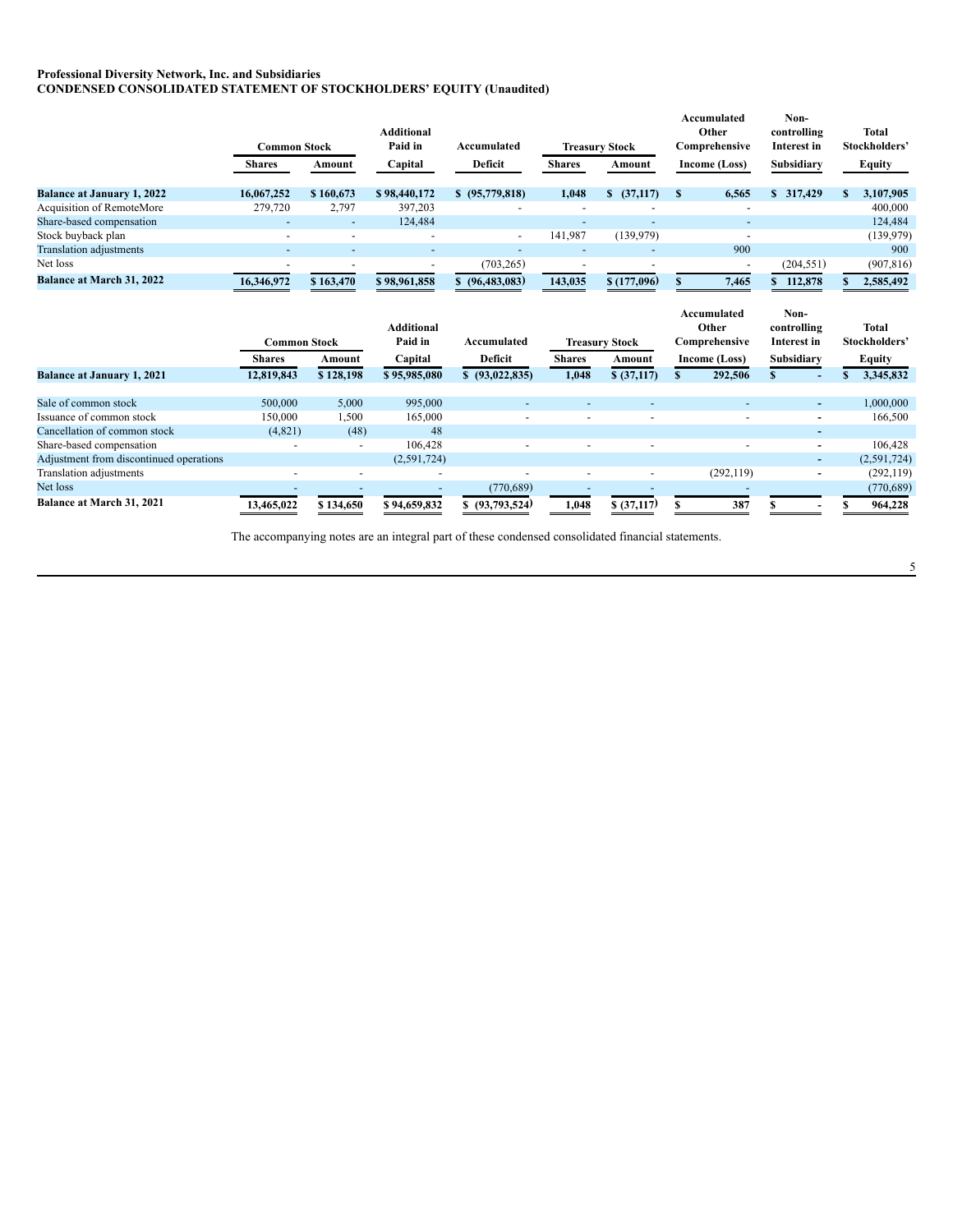**Professional Diversity Network, Inc. and Subsidiaries**
**CONDENSED CONSOLIDATED STATEMENT OF STOCKHOLDERS' EQUITY (Unaudited)**

| | Common Stock | | Additional Paid in | Accumulated | Treasury Stock | | Accumulated Other Comprehensive | Non-controlling Interest in | Total Stockholders' |
|---|---|---|---|---|---|---|---|---|---|
| | Shares | Amount | Capital | Deficit | Shares | Amount | Income (Loss) | Subsidiary | Equity |
| **Balance at January 1, 2022** | **16,067,252** | **$ 160,673** | **$ 98,440,172** | **$ (95,779,818)** | **1,048** | **$ (37,117)** | **$ 6,565** | **$ 317,429** | **$ 3,107,905** |
| Acquisition of RemoteMore | 279,720 | 2,797 | 397,203 | - | - | - | - | | 400,000 |
| Share-based compensation | - | - | 124,484 | | - | - | - | | 124,484 |
| Stock buyback plan | - | - | - | - | 141,987 | (139,979) | - | | (139,979) |
| Translation adjustments | - | - | - | - | - | - | 900 | | 900 |
| Net loss | - | - | - | (703,265) | - | - | - | (204,551) | (907,816) |
| **Balance at March 31, 2022** | **16,346,972** | **$ 163,470** | **$ 98,961,858** | **$ (96,483,083)** | **143,035** | **$ (177,096)** | **$ 7,465** | **$ 112,878** | **$ 2,585,492** |

| | Common Stock | | Additional Paid in | Accumulated | Treasury Stock | | Accumulated Other Comprehensive | Non-controlling Interest in | Total Stockholders' |
|---|---|---|---|---|---|---|---|---|---|
| | Shares | Amount | Capital | Deficit | Shares | Amount | Income (Loss) | Subsidiary | Equity |
| **Balance at January 1, 2021** | **12,819,843** | **$ 128,198** | **$ 95,985,080** | **$ (93,022,835)** | **1,048** | **$ (37,117)** | **$ 292,506** | **$ -** | **$ 3,345,832** |
| Sale of common stock | 500,000 | 5,000 | 995,000 | - | - | - | - | - | 1,000,000 |
| Issuance of common stock | 150,000 | 1,500 | 165,000 | - | - | - | - | - | 166,500 |
| Cancellation of common stock | (4,821) | (48) | 48 | | | | | - | |
| Share-based compensation | - | - | 106,428 | - | - | - | - | - | 106,428 |
| Adjustment from discontinued operations | | | (2,591,724) | | | | | - | (2,591,724) |
| Translation adjustments | - | - | - | - | - | - | (292,119) | - | (292,119) |
| Net loss | - | - | - | (770,689) | - | - | - | | (770,689) |
| **Balance at March 31, 2021** | **13,465,022** | **$ 134,650** | **$ 94,659,832** | **$ (93,793,524)** | **1,048** | **$ (37,117)** | **$ 387** | **$ -** | **$ 964,228** |

The accompanying notes are an integral part of these condensed consolidated financial statements.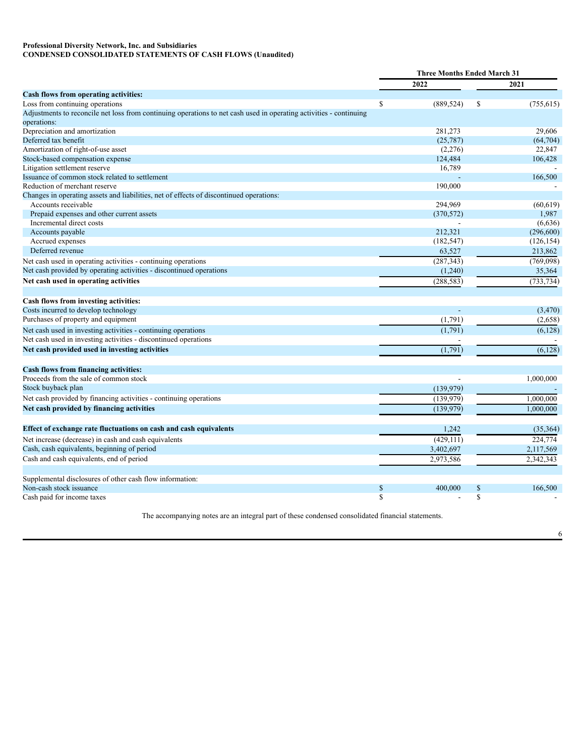**Professional Diversity Network, Inc. and Subsidiaries**
**CONDENSED CONSOLIDATED STATEMENTS OF CASH FLOWS (Unaudited)**

| | Three Months Ended March 31 | |
|---|---|---|
| | 2022 | 2021 |
| **Cash flows from operating activities:** | | |
| Loss from continuing operations | $ (889,524) | $ (755,615) |
| Adjustments to reconcile net loss from continuing operations to net cash used in operating activities - continuing operations: | | |
| Depreciation and amortization | 281,273 | 29,606 |
| Deferred tax benefit | (25,787) | (64,704) |
| Amortization of right-of-use asset | (2,276) | 22,847 |
| Stock-based compensation expense | 124,484 | 106,428 |
| Litigation settlement reserve | 16,789 | - |
| Issuance of common stock related to settlement | - | 166,500 |
| Reduction of merchant reserve | 190,000 | - |
| Changes in operating assets and liabilities, net of effects of discontinued operations: | | |
| Accounts receivable | 294,969 | (60,619) |
| Prepaid expenses and other current assets | (370,572) | 1,987 |
| Incremental direct costs | - | (6,636) |
| Accounts payable | 212,321 | (296,600) |
| Accrued expenses | (182,547) | (126,154) |
| Deferred revenue | 63,527 | 213,862 |
| Net cash used in operating activities - continuing operations | (287,343) | (769,098) |
| Net cash provided by operating activities - discontinued operations | (1,240) | 35,364 |
| **Net cash used in operating activities** | (288,583) | (733,734) |
| | | |
| **Cash flows from investing activities:** | | |
| Costs incurred to develop technology | - | (3,470) |
| Purchases of property and equipment | (1,791) | (2,658) |
| Net cash used in investing activities - continuing operations | (1,791) | (6,128) |
| Net cash used in investing activities - discontinued operations | - | - |
| **Net cash provided used in investing activities** | (1,791) | (6,128) |
| | | |
| **Cash flows from financing activities:** | | |
| Proceeds from the sale of common stock | - | 1,000,000 |
| Stock buyback plan | (139,979) | - |
| Net cash provided by financing activities - continuing operations | (139,979) | 1,000,000 |
| **Net cash provided by financing activities** | (139,979) | 1,000,000 |
| | | |
| **Effect of exchange rate fluctuations on cash and cash equivalents** | 1,242 | (35,364) |
| Net increase (decrease) in cash and cash equivalents | (429,111) | 224,774 |
| Cash, cash equivalents, beginning of period | 3,402,697 | 2,117,569 |
| Cash and cash equivalents, end of period | 2,973,586 | 2,342,343 |
| | | |
| Supplemental disclosures of other cash flow information: | | |
| Non-cash stock issuance | $ 400,000 | $ 166,500 |
| Cash paid for income taxes | $ - | $ - |

The accompanying notes are an integral part of these condensed consolidated financial statements.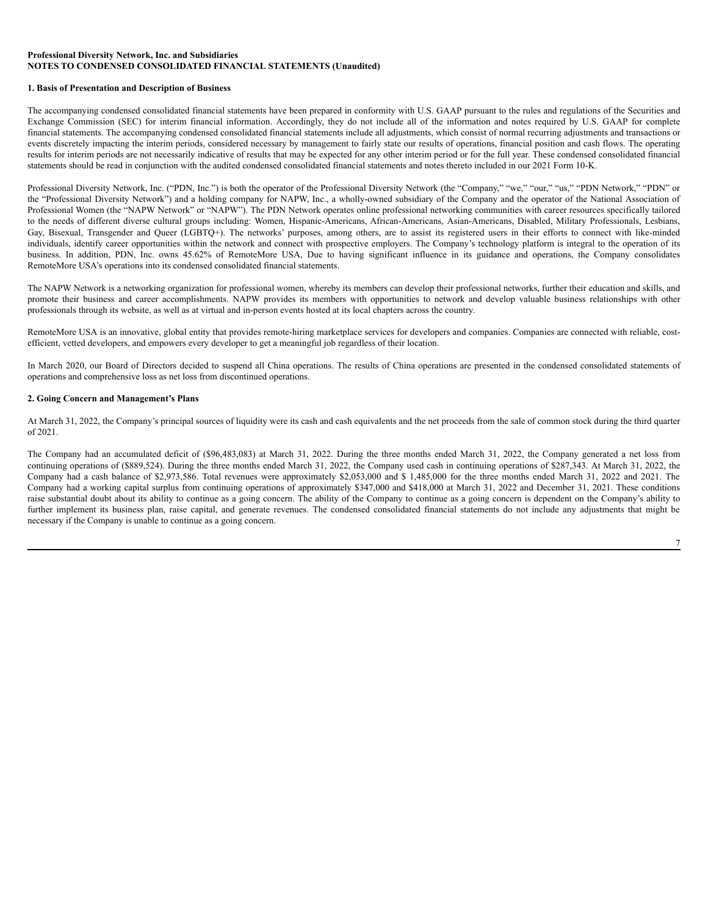**Professional Diversity Network, Inc. and Subsidiaries**
**NOTES TO CONDENSED CONSOLIDATED FINANCIAL STATEMENTS (Unaudited)**

**1. Basis of Presentation and Description of Business**

The accompanying condensed consolidated financial statements have been prepared in conformity with U.S. GAAP pursuant to the rules and regulations of the Securities and Exchange Commission (SEC) for interim financial information. Accordingly, they do not include all of the information and notes required by U.S. GAAP for complete financial statements. The accompanying condensed consolidated financial statements include all adjustments, which consist of normal recurring adjustments and transactions or events discretely impacting the interim periods, considered necessary by management to fairly state our results of operations, financial position and cash flows. The operating results for interim periods are not necessarily indicative of results that may be expected for any other interim period or for the full year. These condensed consolidated financial statements should be read in conjunction with the audited condensed consolidated financial statements and notes thereto included in our 2021 Form 10-K.

Professional Diversity Network, Inc. ("PDN, Inc.") is both the operator of the Professional Diversity Network (the "Company," "we," "our," "us," "PDN Network," "PDN" or the "Professional Diversity Network") and a holding company for NAPW, Inc., a wholly-owned subsidiary of the Company and the operator of the National Association of Professional Women (the "NAPW Network" or "NAPW"). The PDN Network operates online professional networking communities with career resources specifically tailored to the needs of different diverse cultural groups including: Women, Hispanic-Americans, African-Americans, Asian-Americans, Disabled, Military Professionals, Lesbians, Gay, Bisexual, Transgender and Queer (LGBTQ+). The networks' purposes, among others, are to assist its registered users in their efforts to connect with like-minded individuals, identify career opportunities within the network and connect with prospective employers. The Company's technology platform is integral to the operation of its business. In addition, PDN, Inc. owns 45.62% of RemoteMore USA, Due to having significant influence in its guidance and operations, the Company consolidates RemoteMore USA's operations into its condensed consolidated financial statements.

The NAPW Network is a networking organization for professional women, whereby its members can develop their professional networks, further their education and skills, and promote their business and career accomplishments. NAPW provides its members with opportunities to network and develop valuable business relationships with other professionals through its website, as well as at virtual and in-person events hosted at its local chapters across the country.

RemoteMore USA is an innovative, global entity that provides remote-hiring marketplace services for developers and companies. Companies are connected with reliable, cost-efficient, vetted developers, and empowers every developer to get a meaningful job regardless of their location.

In March 2020, our Board of Directors decided to suspend all China operations. The results of China operations are presented in the condensed consolidated statements of operations and comprehensive loss as net loss from discontinued operations.

**2. Going Concern and Management's Plans**

At March 31, 2022, the Company's principal sources of liquidity were its cash and cash equivalents and the net proceeds from the sale of common stock during the third quarter of 2021.

The Company had an accumulated deficit of ($96,483,083) at March 31, 2022. During the three months ended March 31, 2022, the Company generated a net loss from continuing operations of ($889,524). During the three months ended March 31, 2022, the Company used cash in continuing operations of $287,343. At March 31, 2022, the Company had a cash balance of $2,973,586. Total revenues were approximately $2,053,000 and $ 1,485,000 for the three months ended March 31, 2022 and 2021. The Company had a working capital surplus from continuing operations of approximately $347,000 and $418,000 at March 31, 2022 and December 31, 2021. These conditions raise substantial doubt about its ability to continue as a going concern. The ability of the Company to continue as a going concern is dependent on the Company's ability to further implement its business plan, raise capital, and generate revenues. The condensed consolidated financial statements do not include any adjustments that might be necessary if the Company is unable to continue as a going concern.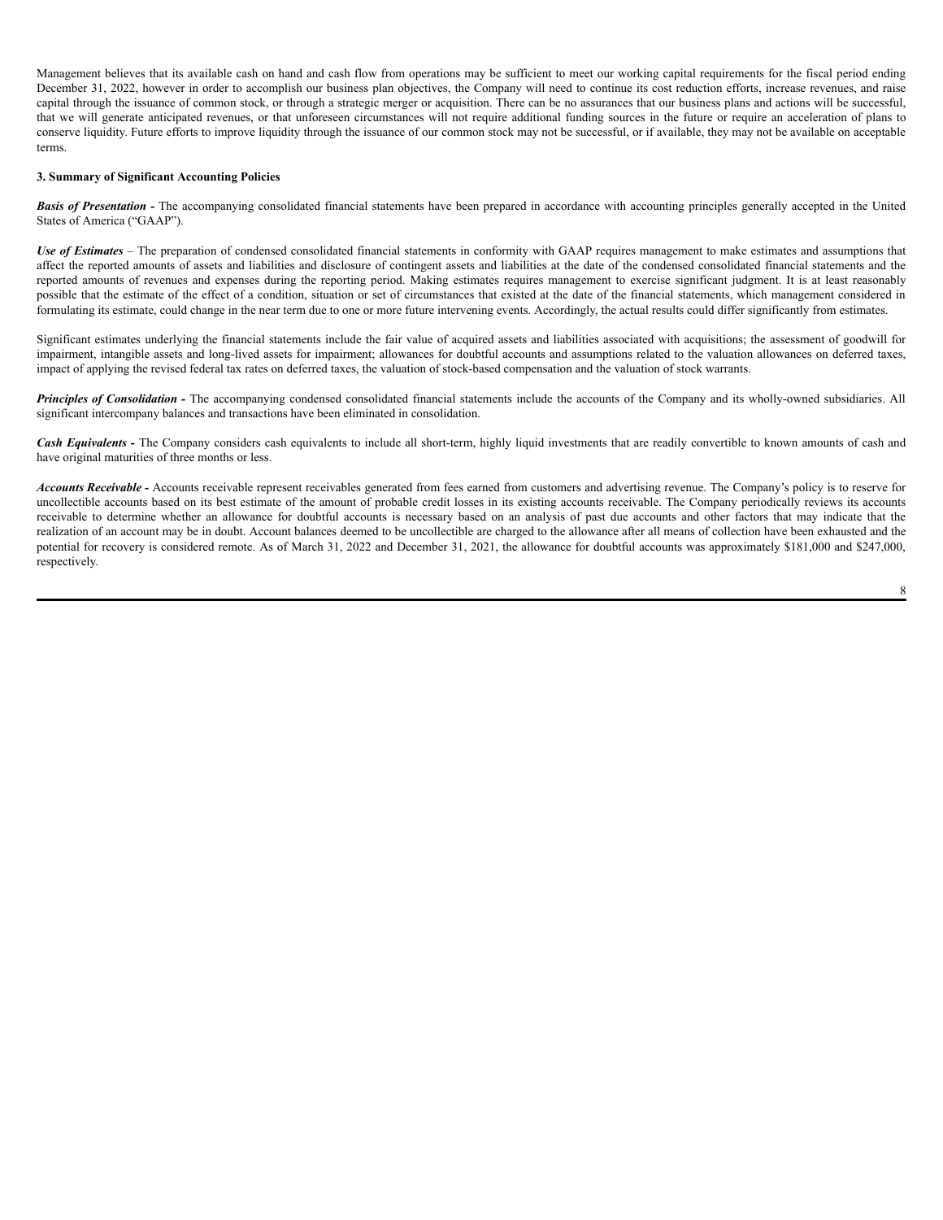Management believes that its available cash on hand and cash flow from operations may be sufficient to meet our working capital requirements for the fiscal period ending December 31, 2022, however in order to accomplish our business plan objectives, the Company will need to continue its cost reduction efforts, increase revenues, and raise capital through the issuance of common stock, or through a strategic merger or acquisition. There can be no assurances that our business plans and actions will be successful, that we will generate anticipated revenues, or that unforeseen circumstances will not require additional funding sources in the future or require an acceleration of plans to conserve liquidity. Future efforts to improve liquidity through the issuance of our common stock may not be successful, or if available, they may not be available on acceptable terms.

**3. Summary of Significant Accounting Policies**

***Basis of Presentation -*** The accompanying consolidated financial statements have been prepared in accordance with accounting principles generally accepted in the United States of America ("GAAP").

***Use of Estimates*** – The preparation of condensed consolidated financial statements in conformity with GAAP requires management to make estimates and assumptions that affect the reported amounts of assets and liabilities and disclosure of contingent assets and liabilities at the date of the condensed consolidated financial statements and the reported amounts of revenues and expenses during the reporting period. Making estimates requires management to exercise significant judgment. It is at least reasonably possible that the estimate of the effect of a condition, situation or set of circumstances that existed at the date of the financial statements, which management considered in formulating its estimate, could change in the near term due to one or more future intervening events. Accordingly, the actual results could differ significantly from estimates.

Significant estimates underlying the financial statements include the fair value of acquired assets and liabilities associated with acquisitions; the assessment of goodwill for impairment, intangible assets and long-lived assets for impairment; allowances for doubtful accounts and assumptions related to the valuation allowances on deferred taxes, impact of applying the revised federal tax rates on deferred taxes, the valuation of stock-based compensation and the valuation of stock warrants.

***Principles of Consolidation -*** The accompanying condensed consolidated financial statements include the accounts of the Company and its wholly-owned subsidiaries. All significant intercompany balances and transactions have been eliminated in consolidation.

***Cash Equivalents -*** The Company considers cash equivalents to include all short-term, highly liquid investments that are readily convertible to known amounts of cash and have original maturities of three months or less.

***Accounts Receivable -*** Accounts receivable represent receivables generated from fees earned from customers and advertising revenue. The Company's policy is to reserve for uncollectible accounts based on its best estimate of the amount of probable credit losses in its existing accounts receivable. The Company periodically reviews its accounts receivable to determine whether an allowance for doubtful accounts is necessary based on an analysis of past due accounts and other factors that may indicate that the realization of an account may be in doubt. Account balances deemed to be uncollectible are charged to the allowance after all means of collection have been exhausted and the potential for recovery is considered remote. As of March 31, 2022 and December 31, 2021, the allowance for doubtful accounts was approximately $181,000 and $247,000, respectively.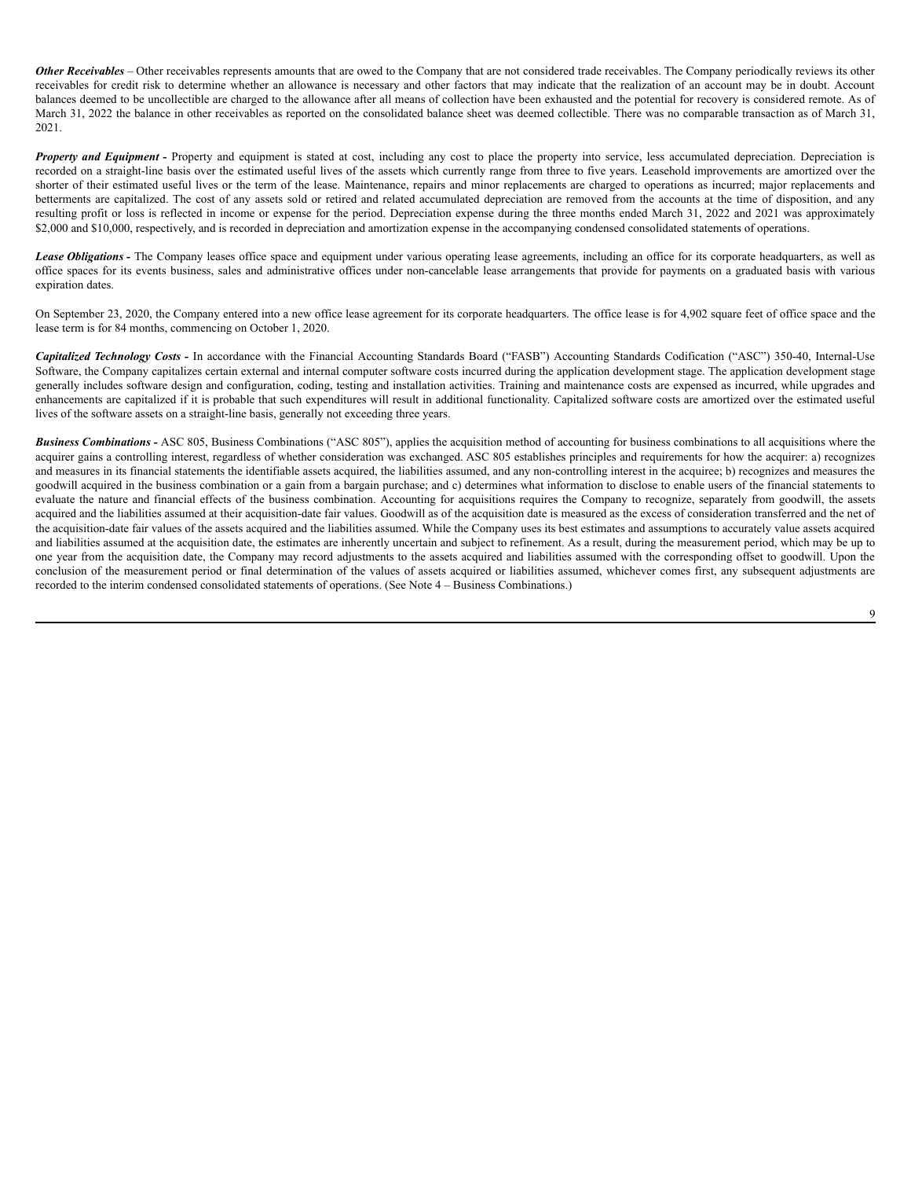***Other Receivables*** – Other receivables represents amounts that are owed to the Company that are not considered trade receivables. The Company periodically reviews its other receivables for credit risk to determine whether an allowance is necessary and other factors that may indicate that the realization of an account may be in doubt. Account balances deemed to be uncollectible are charged to the allowance after all means of collection have been exhausted and the potential for recovery is considered remote. As of March 31, 2022 the balance in other receivables as reported on the consolidated balance sheet was deemed collectible. There was no comparable transaction as of March 31, 2021.

***Property and Equipment -*** Property and equipment is stated at cost, including any cost to place the property into service, less accumulated depreciation. Depreciation is recorded on a straight-line basis over the estimated useful lives of the assets which currently range from three to five years. Leasehold improvements are amortized over the shorter of their estimated useful lives or the term of the lease. Maintenance, repairs and minor replacements are charged to operations as incurred; major replacements and betterments are capitalized. The cost of any assets sold or retired and related accumulated depreciation are removed from the accounts at the time of disposition, and any resulting profit or loss is reflected in income or expense for the period. Depreciation expense during the three months ended March 31, 2022 and 2021 was approximately $2,000 and $10,000, respectively, and is recorded in depreciation and amortization expense in the accompanying condensed consolidated statements of operations.

***Lease Obligations -*** The Company leases office space and equipment under various operating lease agreements, including an office for its corporate headquarters, as well as office spaces for its events business, sales and administrative offices under non-cancelable lease arrangements that provide for payments on a graduated basis with various expiration dates.

On September 23, 2020, the Company entered into a new office lease agreement for its corporate headquarters. The office lease is for 4,902 square feet of office space and the lease term is for 84 months, commencing on October 1, 2020.

***Capitalized Technology Costs -*** In accordance with the Financial Accounting Standards Board ("FASB") Accounting Standards Codification ("ASC") 350-40, Internal-Use Software, the Company capitalizes certain external and internal computer software costs incurred during the application development stage. The application development stage generally includes software design and configuration, coding, testing and installation activities. Training and maintenance costs are expensed as incurred, while upgrades and enhancements are capitalized if it is probable that such expenditures will result in additional functionality. Capitalized software costs are amortized over the estimated useful lives of the software assets on a straight-line basis, generally not exceeding three years.

***Business Combinations -*** ASC 805, Business Combinations ("ASC 805"), applies the acquisition method of accounting for business combinations to all acquisitions where the acquirer gains a controlling interest, regardless of whether consideration was exchanged. ASC 805 establishes principles and requirements for how the acquirer: a) recognizes and measures in its financial statements the identifiable assets acquired, the liabilities assumed, and any non-controlling interest in the acquiree; b) recognizes and measures the goodwill acquired in the business combination or a gain from a bargain purchase; and c) determines what information to disclose to enable users of the financial statements to evaluate the nature and financial effects of the business combination. Accounting for acquisitions requires the Company to recognize, separately from goodwill, the assets acquired and the liabilities assumed at their acquisition-date fair values. Goodwill as of the acquisition date is measured as the excess of consideration transferred and the net of the acquisition-date fair values of the assets acquired and the liabilities assumed. While the Company uses its best estimates and assumptions to accurately value assets acquired and liabilities assumed at the acquisition date, the estimates are inherently uncertain and subject to refinement. As a result, during the measurement period, which may be up to one year from the acquisition date, the Company may record adjustments to the assets acquired and liabilities assumed with the corresponding offset to goodwill. Upon the conclusion of the measurement period or final determination of the values of assets acquired or liabilities assumed, whichever comes first, any subsequent adjustments are recorded to the interim condensed consolidated statements of operations. (See Note 4 – Business Combinations.)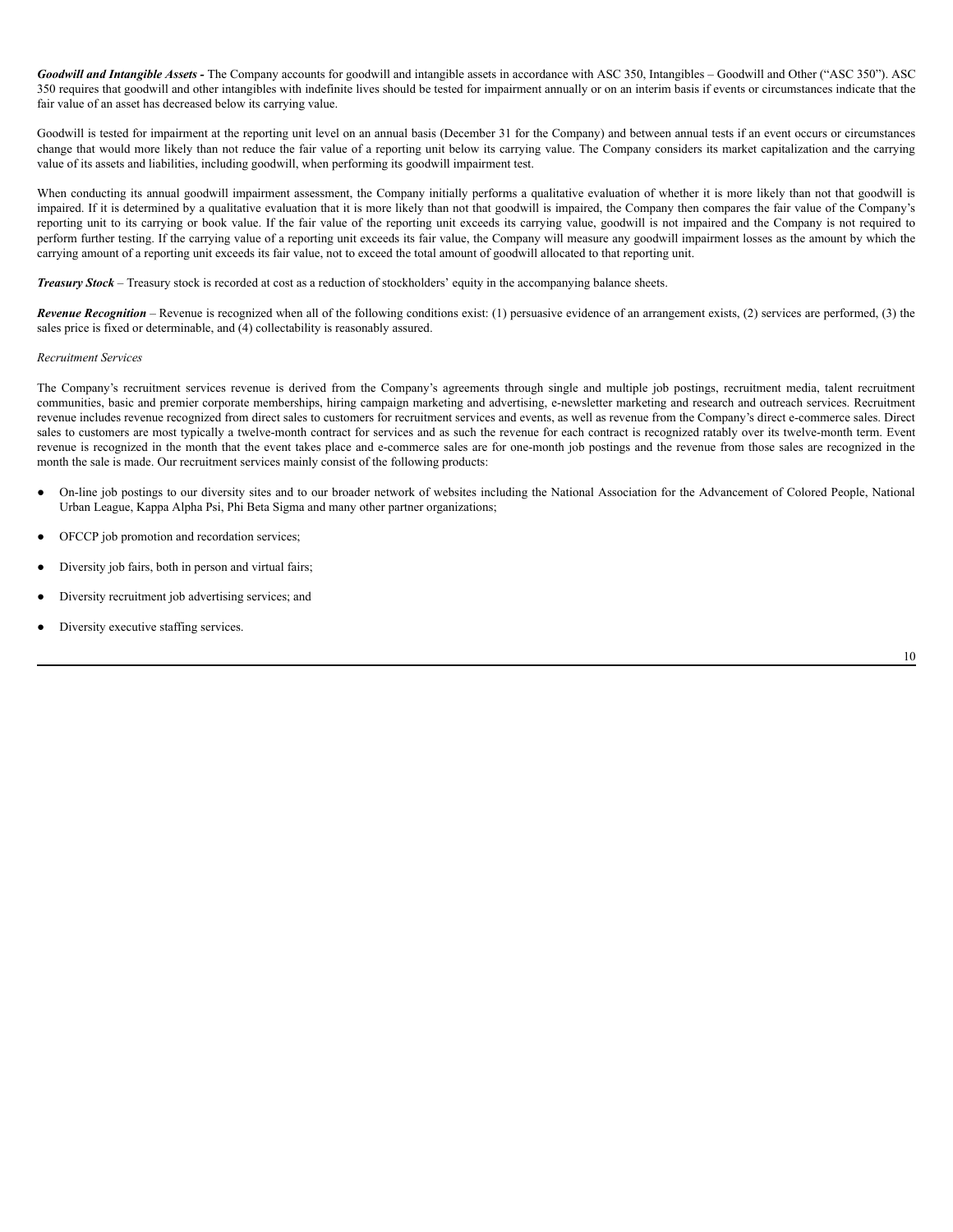***Goodwill and Intangible Assets -*** The Company accounts for goodwill and intangible assets in accordance with ASC 350, Intangibles – Goodwill and Other ("ASC 350"). ASC 350 requires that goodwill and other intangibles with indefinite lives should be tested for impairment annually or on an interim basis if events or circumstances indicate that the fair value of an asset has decreased below its carrying value.

Goodwill is tested for impairment at the reporting unit level on an annual basis (December 31 for the Company) and between annual tests if an event occurs or circumstances change that would more likely than not reduce the fair value of a reporting unit below its carrying value. The Company considers its market capitalization and the carrying value of its assets and liabilities, including goodwill, when performing its goodwill impairment test.

When conducting its annual goodwill impairment assessment, the Company initially performs a qualitative evaluation of whether it is more likely than not that goodwill is impaired. If it is determined by a qualitative evaluation that it is more likely than not that goodwill is impaired, the Company then compares the fair value of the Company's reporting unit to its carrying or book value. If the fair value of the reporting unit exceeds its carrying value, goodwill is not impaired and the Company is not required to perform further testing. If the carrying value of a reporting unit exceeds its fair value, the Company will measure any goodwill impairment losses as the amount by which the carrying amount of a reporting unit exceeds its fair value, not to exceed the total amount of goodwill allocated to that reporting unit.

***Treasury Stock*** – Treasury stock is recorded at cost as a reduction of stockholders' equity in the accompanying balance sheets.

***Revenue Recognition*** – Revenue is recognized when all of the following conditions exist: (1) persuasive evidence of an arrangement exists, (2) services are performed, (3) the sales price is fixed or determinable, and (4) collectability is reasonably assured.

*Recruitment Services*

The Company's recruitment services revenue is derived from the Company's agreements through single and multiple job postings, recruitment media, talent recruitment communities, basic and premier corporate memberships, hiring campaign marketing and advertising, e-newsletter marketing and research and outreach services. Recruitment revenue includes revenue recognized from direct sales to customers for recruitment services and events, as well as revenue from the Company's direct e-commerce sales. Direct sales to customers are most typically a twelve-month contract for services and as such the revenue for each contract is recognized ratably over its twelve-month term. Event revenue is recognized in the month that the event takes place and e-commerce sales are for one-month job postings and the revenue from those sales are recognized in the month the sale is made. Our recruitment services mainly consist of the following products:

- On-line job postings to our diversity sites and to our broader network of websites including the National Association for the Advancement of Colored People, National Urban League, Kappa Alpha Psi, Phi Beta Sigma and many other partner organizations;
- OFCCP job promotion and recordation services;
- Diversity job fairs, both in person and virtual fairs;
- Diversity recruitment job advertising services; and
- Diversity executive staffing services.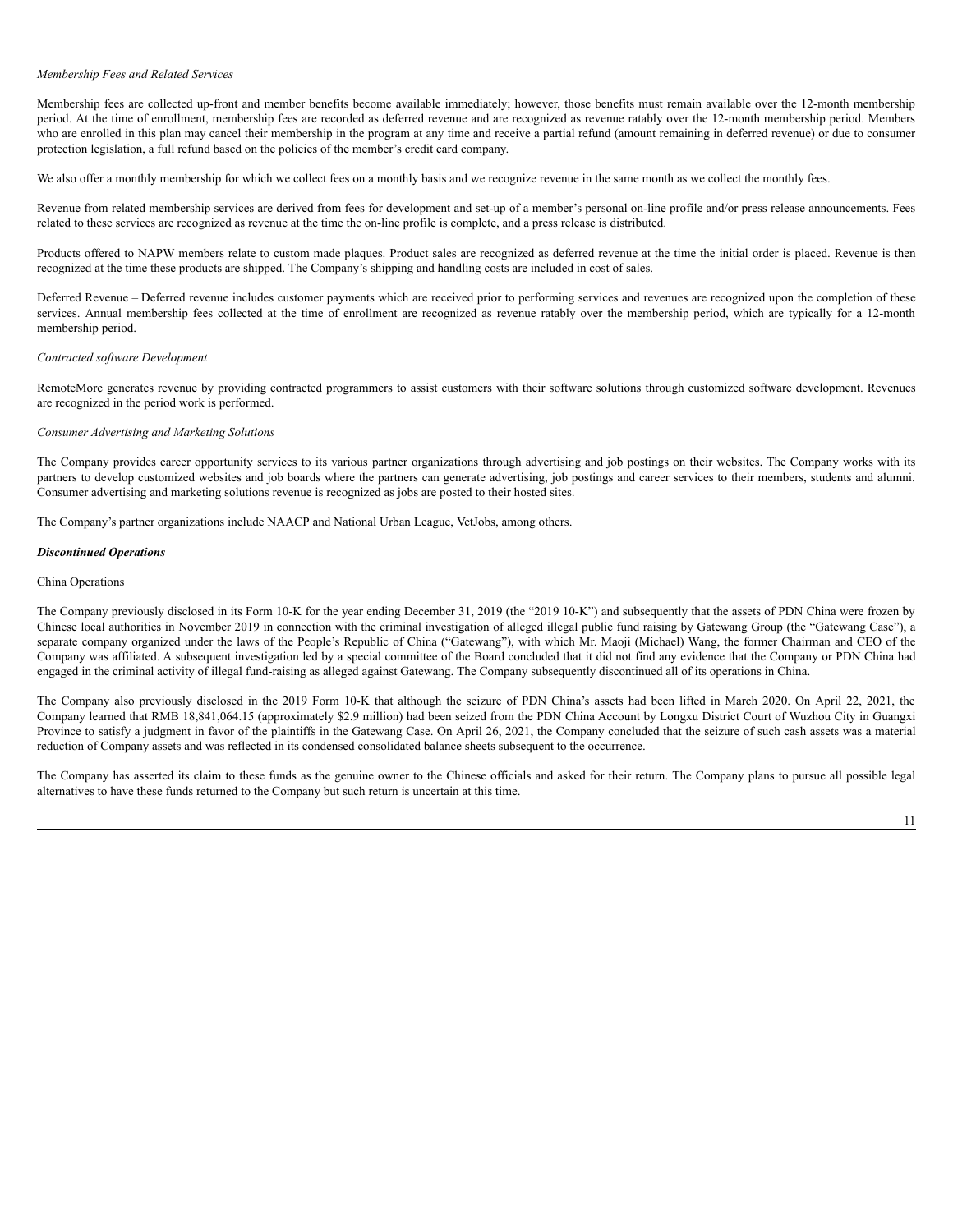*Membership Fees and Related Services*

Membership fees are collected up-front and member benefits become available immediately; however, those benefits must remain available over the 12-month membership period. At the time of enrollment, membership fees are recorded as deferred revenue and are recognized as revenue ratably over the 12-month membership period. Members who are enrolled in this plan may cancel their membership in the program at any time and receive a partial refund (amount remaining in deferred revenue) or due to consumer protection legislation, a full refund based on the policies of the member's credit card company.

We also offer a monthly membership for which we collect fees on a monthly basis and we recognize revenue in the same month as we collect the monthly fees.

Revenue from related membership services are derived from fees for development and set-up of a member's personal on-line profile and/or press release announcements. Fees related to these services are recognized as revenue at the time the on-line profile is complete, and a press release is distributed.

Products offered to NAPW members relate to custom made plaques. Product sales are recognized as deferred revenue at the time the initial order is placed. Revenue is then recognized at the time these products are shipped. The Company's shipping and handling costs are included in cost of sales.

Deferred Revenue – Deferred revenue includes customer payments which are received prior to performing services and revenues are recognized upon the completion of these services. Annual membership fees collected at the time of enrollment are recognized as revenue ratably over the membership period, which are typically for a 12-month membership period.

*Contracted software Development*

RemoteMore generates revenue by providing contracted programmers to assist customers with their software solutions through customized software development. Revenues are recognized in the period work is performed.

*Consumer Advertising and Marketing Solutions*

The Company provides career opportunity services to its various partner organizations through advertising and job postings on their websites. The Company works with its partners to develop customized websites and job boards where the partners can generate advertising, job postings and career services to their members, students and alumni. Consumer advertising and marketing solutions revenue is recognized as jobs are posted to their hosted sites.

The Company's partner organizations include NAACP and National Urban League, VetJobs, among others.

***Discontinued Operations***

China Operations

The Company previously disclosed in its Form 10-K for the year ending December 31, 2019 (the "2019 10-K") and subsequently that the assets of PDN China were frozen by Chinese local authorities in November 2019 in connection with the criminal investigation of alleged illegal public fund raising by Gatewang Group (the "Gatewang Case"), a separate company organized under the laws of the People's Republic of China ("Gatewang"), with which Mr. Maoji (Michael) Wang, the former Chairman and CEO of the Company was affiliated. A subsequent investigation led by a special committee of the Board concluded that it did not find any evidence that the Company or PDN China had engaged in the criminal activity of illegal fund-raising as alleged against Gatewang. The Company subsequently discontinued all of its operations in China.

The Company also previously disclosed in the 2019 Form 10-K that although the seizure of PDN China's assets had been lifted in March 2020. On April 22, 2021, the Company learned that RMB 18,841,064.15 (approximately $2.9 million) had been seized from the PDN China Account by Longxu District Court of Wuzhou City in Guangxi Province to satisfy a judgment in favor of the plaintiffs in the Gatewang Case. On April 26, 2021, the Company concluded that the seizure of such cash assets was a material reduction of Company assets and was reflected in its condensed consolidated balance sheets subsequent to the occurrence.

The Company has asserted its claim to these funds as the genuine owner to the Chinese officials and asked for their return. The Company plans to pursue all possible legal alternatives to have these funds returned to the Company but such return is uncertain at this time.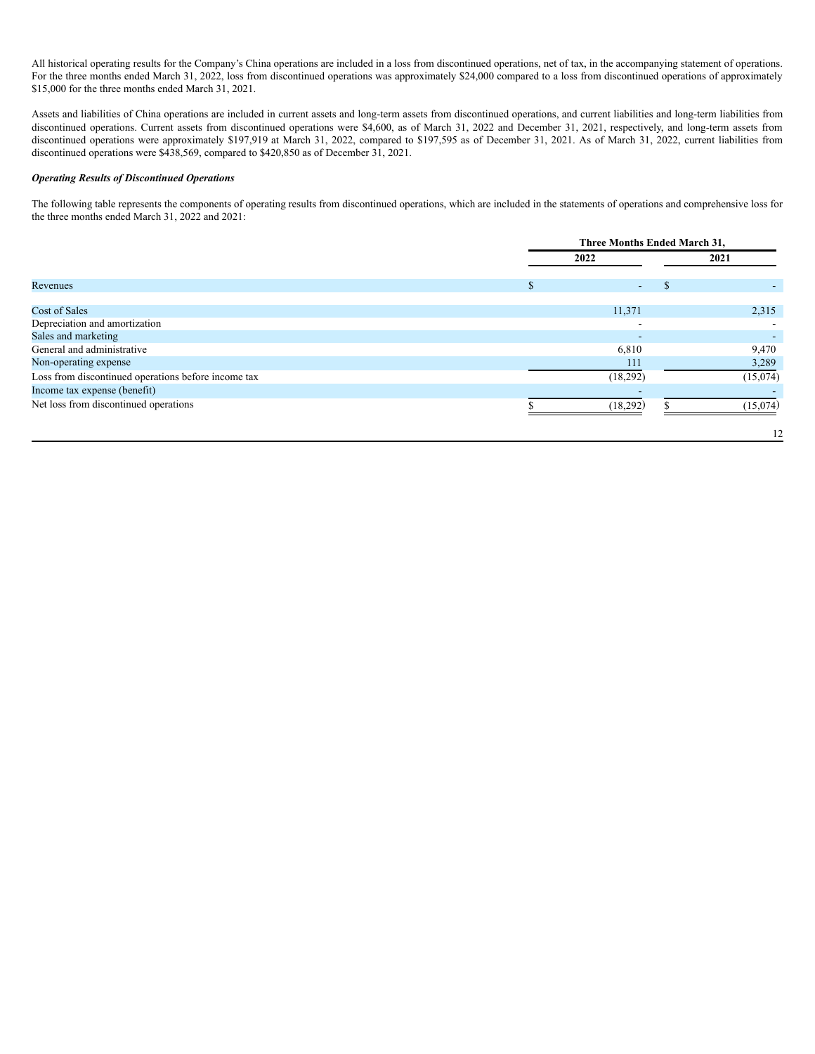All historical operating results for the Company's China operations are included in a loss from discontinued operations, net of tax, in the accompanying statement of operations. For the three months ended March 31, 2022, loss from discontinued operations was approximately $24,000 compared to a loss from discontinued operations of approximately $15,000 for the three months ended March 31, 2021.

Assets and liabilities of China operations are included in current assets and long-term assets from discontinued operations, and current liabilities and long-term liabilities from discontinued operations. Current assets from discontinued operations were $4,600, as of March 31, 2022 and December 31, 2021, respectively, and long-term assets from discontinued operations were approximately $197,919 at March 31, 2022, compared to $197,595 as of December 31, 2021. As of March 31, 2022, current liabilities from discontinued operations were $438,569, compared to $420,850 as of December 31, 2021.

***Operating Results of Discontinued Operations***

The following table represents the components of operating results from discontinued operations, which are included in the statements of operations and comprehensive loss for the three months ended March 31, 2022 and 2021:

| | Three Months Ended March 31, | |
|---|---|---|
| | 2022 | 2021 |
| Revenues | $ - | $ - |
| Cost of Sales | 11,371 | 2,315 |
| Depreciation and amortization | - | - |
| Sales and marketing | - | - |
| General and administrative | 6,810 | 9,470 |
| Non-operating expense | 111 | 3,289 |
| Loss from discontinued operations before income tax | (18,292) | (15,074) |
| Income tax expense (benefit) | - | - |
| Net loss from discontinued operations | $ (18,292) | $ (15,074) |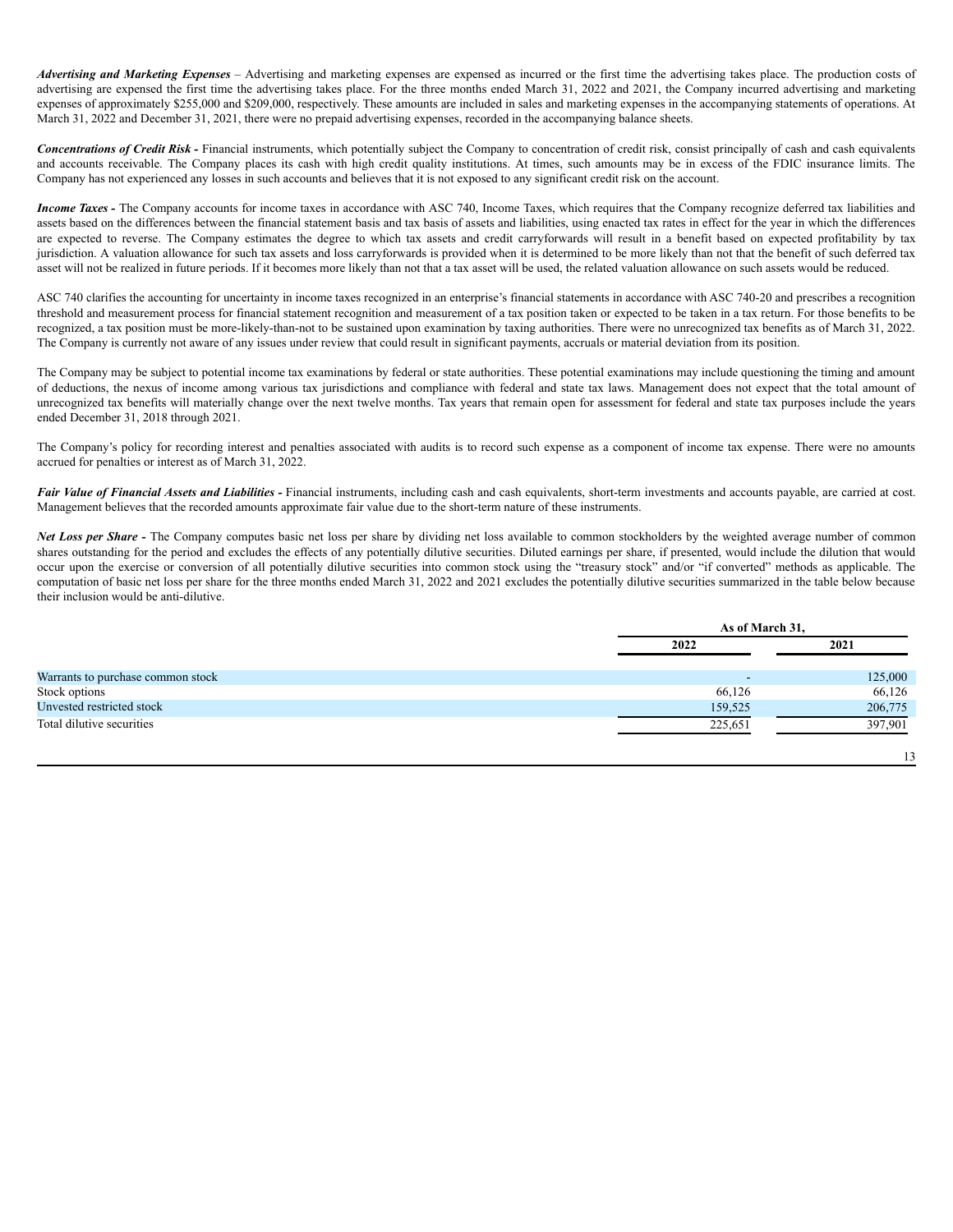***Advertising and Marketing Expenses*** – Advertising and marketing expenses are expensed as incurred or the first time the advertising takes place. The production costs of advertising are expensed the first time the advertising takes place. For the three months ended March 31, 2022 and 2021, the Company incurred advertising and marketing expenses of approximately $255,000 and $209,000, respectively. These amounts are included in sales and marketing expenses in the accompanying statements of operations. At March 31, 2022 and December 31, 2021, there were no prepaid advertising expenses, recorded in the accompanying balance sheets.

***Concentrations of Credit Risk -*** Financial instruments, which potentially subject the Company to concentration of credit risk, consist principally of cash and cash equivalents and accounts receivable. The Company places its cash with high credit quality institutions. At times, such amounts may be in excess of the FDIC insurance limits. The Company has not experienced any losses in such accounts and believes that it is not exposed to any significant credit risk on the account.

***Income Taxes -*** The Company accounts for income taxes in accordance with ASC 740, Income Taxes, which requires that the Company recognize deferred tax liabilities and assets based on the differences between the financial statement basis and tax basis of assets and liabilities, using enacted tax rates in effect for the year in which the differences are expected to reverse. The Company estimates the degree to which tax assets and credit carryforwards will result in a benefit based on expected profitability by tax jurisdiction. A valuation allowance for such tax assets and loss carryforwards is provided when it is determined to be more likely than not that the benefit of such deferred tax asset will not be realized in future periods. If it becomes more likely than not that a tax asset will be used, the related valuation allowance on such assets would be reduced.

ASC 740 clarifies the accounting for uncertainty in income taxes recognized in an enterprise's financial statements in accordance with ASC 740-20 and prescribes a recognition threshold and measurement process for financial statement recognition and measurement of a tax position taken or expected to be taken in a tax return. For those benefits to be recognized, a tax position must be more-likely-than-not to be sustained upon examination by taxing authorities. There were no unrecognized tax benefits as of March 31, 2022. The Company is currently not aware of any issues under review that could result in significant payments, accruals or material deviation from its position.

The Company may be subject to potential income tax examinations by federal or state authorities. These potential examinations may include questioning the timing and amount of deductions, the nexus of income among various tax jurisdictions and compliance with federal and state tax laws. Management does not expect that the total amount of unrecognized tax benefits will materially change over the next twelve months. Tax years that remain open for assessment for federal and state tax purposes include the years ended December 31, 2018 through 2021.

The Company's policy for recording interest and penalties associated with audits is to record such expense as a component of income tax expense. There were no amounts accrued for penalties or interest as of March 31, 2022.

***Fair Value of Financial Assets and Liabilities -*** Financial instruments, including cash and cash equivalents, short-term investments and accounts payable, are carried at cost. Management believes that the recorded amounts approximate fair value due to the short-term nature of these instruments.

***Net Loss per Share -*** The Company computes basic net loss per share by dividing net loss available to common stockholders by the weighted average number of common shares outstanding for the period and excludes the effects of any potentially dilutive securities. Diluted earnings per share, if presented, would include the dilution that would occur upon the exercise or conversion of all potentially dilutive securities into common stock using the "treasury stock" and/or "if converted" methods as applicable. The computation of basic net loss per share for the three months ended March 31, 2022 and 2021 excludes the potentially dilutive securities summarized in the table below because their inclusion would be anti-dilutive.

| | As of March 31, | |
|---|---|---|
| | 2022 | 2021 |
| Warrants to purchase common stock | - | 125,000 |
| Stock options | 66,126 | 66,126 |
| Unvested restricted stock | 159,525 | 206,775 |
| Total dilutive securities | 225,651 | 397,901 |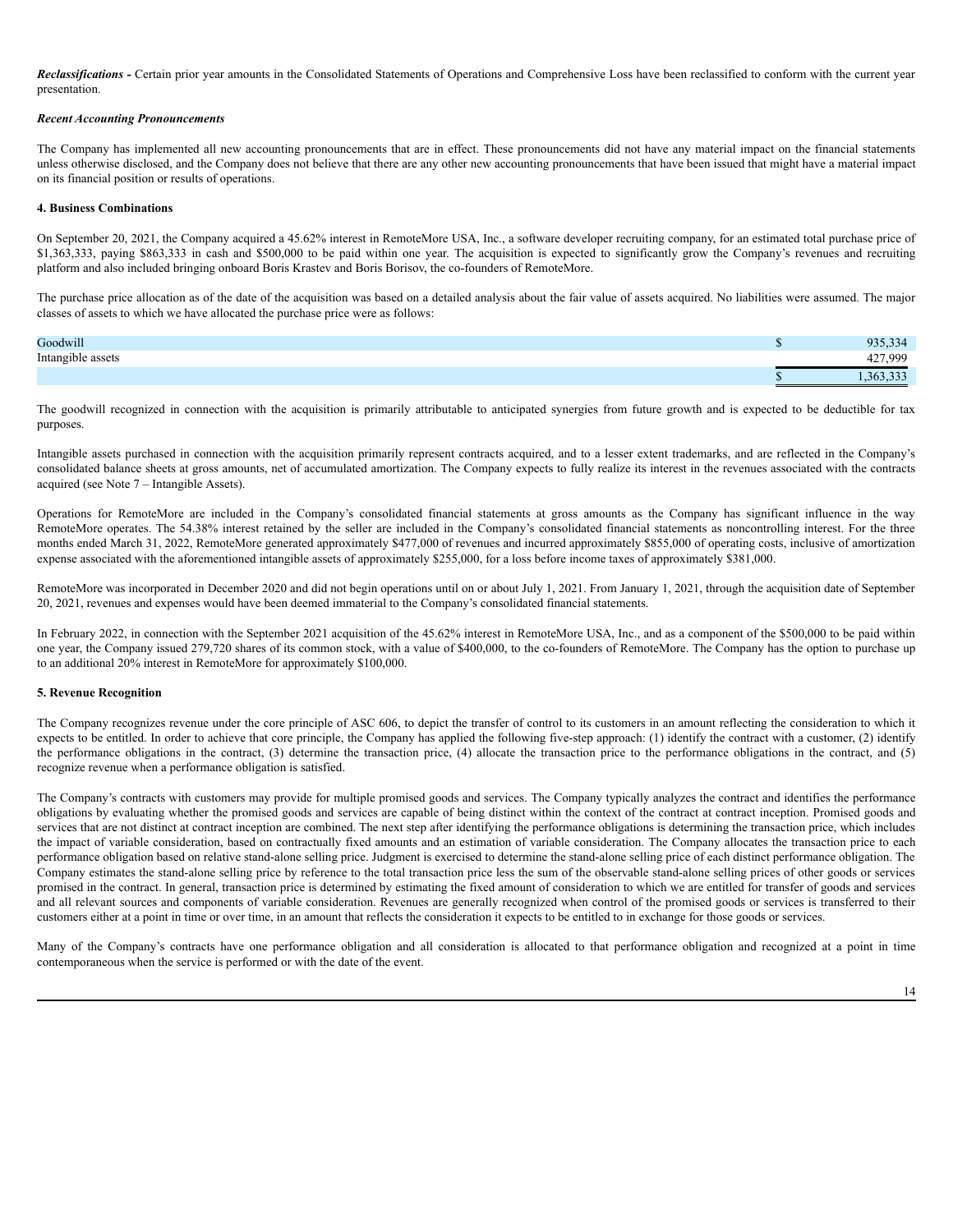***Reclassifications -*** Certain prior year amounts in the Consolidated Statements of Operations and Comprehensive Loss have been reclassified to conform with the current year presentation.

***Recent Accounting Pronouncements***

The Company has implemented all new accounting pronouncements that are in effect. These pronouncements did not have any material impact on the financial statements unless otherwise disclosed, and the Company does not believe that there are any other new accounting pronouncements that have been issued that might have a material impact on its financial position or results of operations.

**4. Business Combinations**

On September 20, 2021, the Company acquired a 45.62% interest in RemoteMore USA, Inc., a software developer recruiting company, for an estimated total purchase price of $1,363,333, paying $863,333 in cash and $500,000 to be paid within one year. The acquisition is expected to significantly grow the Company's revenues and recruiting platform and also included bringing onboard Boris Krastev and Boris Borisov, the co-founders of RemoteMore.

The purchase price allocation as of the date of the acquisition was based on a detailed analysis about the fair value of assets acquired. No liabilities were assumed. The major classes of assets to which we have allocated the purchase price were as follows:

| | | |
|---|---|---|
| Goodwill | $ | 935,334 |
| Intangible assets | | 427,999 |
| | $ | 1,363,333 |

The goodwill recognized in connection with the acquisition is primarily attributable to anticipated synergies from future growth and is expected to be deductible for tax purposes.

Intangible assets purchased in connection with the acquisition primarily represent contracts acquired, and to a lesser extent trademarks, and are reflected in the Company's consolidated balance sheets at gross amounts, net of accumulated amortization. The Company expects to fully realize its interest in the revenues associated with the contracts acquired (see Note 7 – Intangible Assets).

Operations for RemoteMore are included in the Company's consolidated financial statements at gross amounts as the Company has significant influence in the way RemoteMore operates. The 54.38% interest retained by the seller are included in the Company's consolidated financial statements as noncontrolling interest. For the three months ended March 31, 2022, RemoteMore generated approximately $477,000 of revenues and incurred approximately $855,000 of operating costs, inclusive of amortization expense associated with the aforementioned intangible assets of approximately $255,000, for a loss before income taxes of approximately $381,000.

RemoteMore was incorporated in December 2020 and did not begin operations until on or about July 1, 2021. From January 1, 2021, through the acquisition date of September 20, 2021, revenues and expenses would have been deemed immaterial to the Company's consolidated financial statements.

In February 2022, in connection with the September 2021 acquisition of the 45.62% interest in RemoteMore USA, Inc., and as a component of the $500,000 to be paid within one year, the Company issued 279,720 shares of its common stock, with a value of $400,000, to the co-founders of RemoteMore. The Company has the option to purchase up to an additional 20% interest in RemoteMore for approximately $100,000.

**5. Revenue Recognition**

The Company recognizes revenue under the core principle of ASC 606, to depict the transfer of control to its customers in an amount reflecting the consideration to which it expects to be entitled. In order to achieve that core principle, the Company has applied the following five-step approach: (1) identify the contract with a customer, (2) identify the performance obligations in the contract, (3) determine the transaction price, (4) allocate the transaction price to the performance obligations in the contract, and (5) recognize revenue when a performance obligation is satisfied.

The Company's contracts with customers may provide for multiple promised goods and services. The Company typically analyzes the contract and identifies the performance obligations by evaluating whether the promised goods and services are capable of being distinct within the context of the contract at contract inception. Promised goods and services that are not distinct at contract inception are combined. The next step after identifying the performance obligations is determining the transaction price, which includes the impact of variable consideration, based on contractually fixed amounts and an estimation of variable consideration. The Company allocates the transaction price to each performance obligation based on relative stand-alone selling price. Judgment is exercised to determine the stand-alone selling price of each distinct performance obligation. The Company estimates the stand-alone selling price by reference to the total transaction price less the sum of the observable stand-alone selling prices of other goods or services promised in the contract. In general, transaction price is determined by estimating the fixed amount of consideration to which we are entitled for transfer of goods and services and all relevant sources and components of variable consideration. Revenues are generally recognized when control of the promised goods or services is transferred to their customers either at a point in time or over time, in an amount that reflects the consideration it expects to be entitled to in exchange for those goods or services.

Many of the Company's contracts have one performance obligation and all consideration is allocated to that performance obligation and recognized at a point in time contemporaneous when the service is performed or with the date of the event.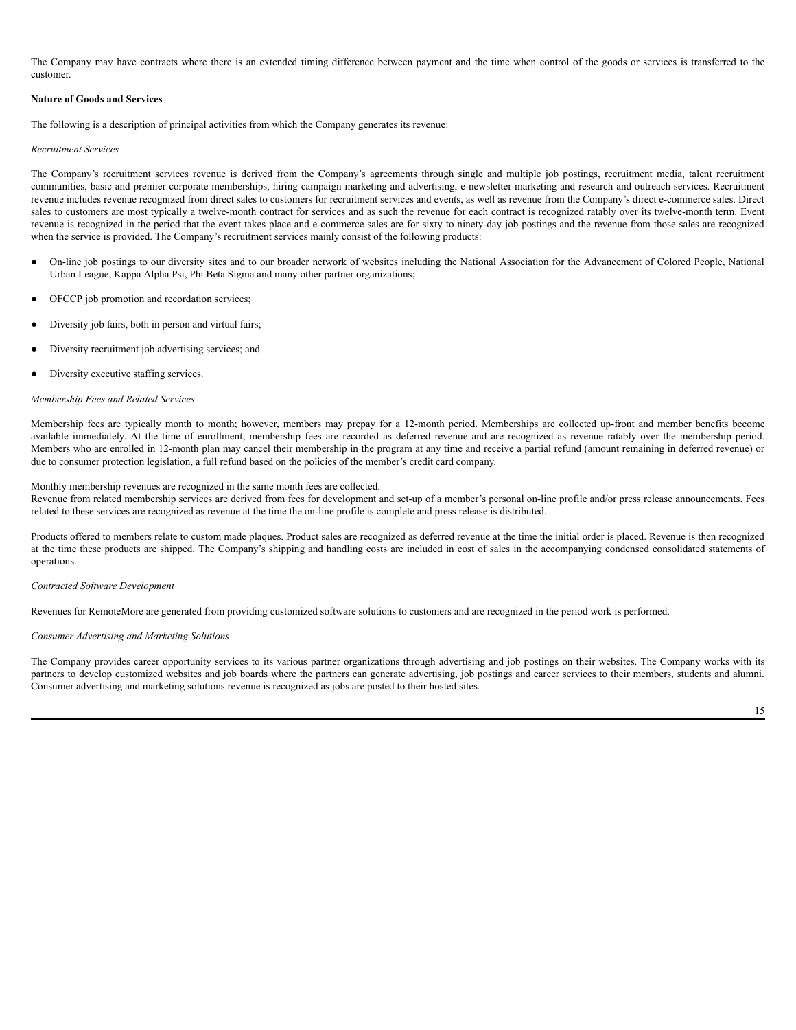The Company may have contracts where there is an extended timing difference between payment and the time when control of the goods or services is transferred to the customer.

**Nature of Goods and Services**

The following is a description of principal activities from which the Company generates its revenue:

*Recruitment Services*

The Company's recruitment services revenue is derived from the Company's agreements through single and multiple job postings, recruitment media, talent recruitment communities, basic and premier corporate memberships, hiring campaign marketing and advertising, e-newsletter marketing and research and outreach services. Recruitment revenue includes revenue recognized from direct sales to customers for recruitment services and events, as well as revenue from the Company's direct e-commerce sales. Direct sales to customers are most typically a twelve-month contract for services and as such the revenue for each contract is recognized ratably over its twelve-month term. Event revenue is recognized in the period that the event takes place and e-commerce sales are for sixty to ninety-day job postings and the revenue from those sales are recognized when the service is provided. The Company's recruitment services mainly consist of the following products:

- On-line job postings to our diversity sites and to our broader network of websites including the National Association for the Advancement of Colored People, National Urban League, Kappa Alpha Psi, Phi Beta Sigma and many other partner organizations;
- OFCCP job promotion and recordation services;
- Diversity job fairs, both in person and virtual fairs;
- Diversity recruitment job advertising services; and
- Diversity executive staffing services.

*Membership Fees and Related Services*

Membership fees are typically month to month; however, members may prepay for a 12-month period. Memberships are collected up-front and member benefits become available immediately. At the time of enrollment, membership fees are recorded as deferred revenue and are recognized as revenue ratably over the membership period. Members who are enrolled in 12-month plan may cancel their membership in the program at any time and receive a partial refund (amount remaining in deferred revenue) or due to consumer protection legislation, a full refund based on the policies of the member's credit card company.

Monthly membership revenues are recognized in the same month fees are collected.
Revenue from related membership services are derived from fees for development and set-up of a member's personal on-line profile and/or press release announcements. Fees related to these services are recognized as revenue at the time the on-line profile is complete and press release is distributed.

Products offered to members relate to custom made plaques. Product sales are recognized as deferred revenue at the time the initial order is placed. Revenue is then recognized at the time these products are shipped. The Company's shipping and handling costs are included in cost of sales in the accompanying condensed consolidated statements of operations.

*Contracted Software Development*

Revenues for RemoteMore are generated from providing customized software solutions to customers and are recognized in the period work is performed.

*Consumer Advertising and Marketing Solutions*

The Company provides career opportunity services to its various partner organizations through advertising and job postings on their websites. The Company works with its partners to develop customized websites and job boards where the partners can generate advertising, job postings and career services to their members, students and alumni. Consumer advertising and marketing solutions revenue is recognized as jobs are posted to their hosted sites.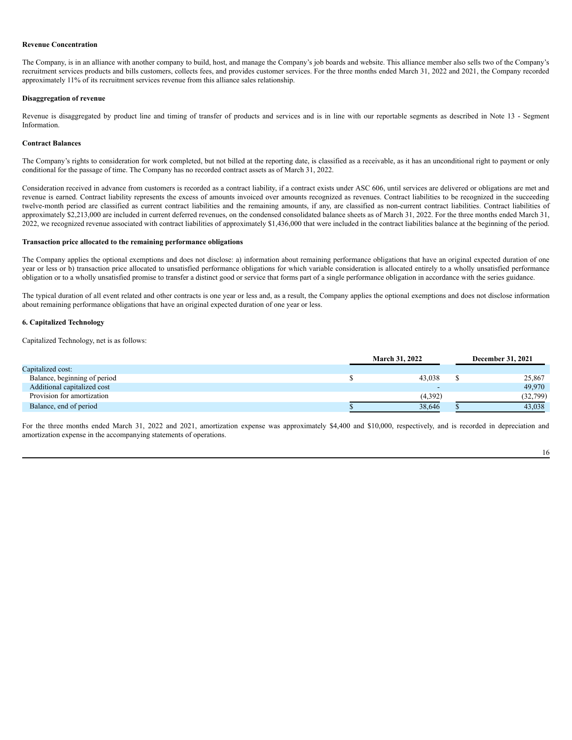**Revenue Concentration**

The Company, is in an alliance with another company to build, host, and manage the Company's job boards and website. This alliance member also sells two of the Company's recruitment services products and bills customers, collects fees, and provides customer services. For the three months ended March 31, 2022 and 2021, the Company recorded approximately 11% of its recruitment services revenue from this alliance sales relationship.

**Disaggregation of revenue**

Revenue is disaggregated by product line and timing of transfer of products and services and is in line with our reportable segments as described in Note 13 - Segment Information.

**Contract Balances**

The Company's rights to consideration for work completed, but not billed at the reporting date, is classified as a receivable, as it has an unconditional right to payment or only conditional for the passage of time. The Company has no recorded contract assets as of March 31, 2022.

Consideration received in advance from customers is recorded as a contract liability, if a contract exists under ASC 606, until services are delivered or obligations are met and revenue is earned. Contract liability represents the excess of amounts invoiced over amounts recognized as revenues. Contract liabilities to be recognized in the succeeding twelve-month period are classified as current contract liabilities and the remaining amounts, if any, are classified as non-current contract liabilities. Contract liabilities of approximately $2,213,000 are included in current deferred revenues, on the condensed consolidated balance sheets as of March 31, 2022. For the three months ended March 31, 2022, we recognized revenue associated with contract liabilities of approximately $1,436,000 that were included in the contract liabilities balance at the beginning of the period.

**Transaction price allocated to the remaining performance obligations**

The Company applies the optional exemptions and does not disclose: a) information about remaining performance obligations that have an original expected duration of one year or less or b) transaction price allocated to unsatisfied performance obligations for which variable consideration is allocated entirely to a wholly unsatisfied performance obligation or to a wholly unsatisfied promise to transfer a distinct good or service that forms part of a single performance obligation in accordance with the series guidance.

The typical duration of all event related and other contracts is one year or less and, as a result, the Company applies the optional exemptions and does not disclose information about remaining performance obligations that have an original expected duration of one year or less.

**6. Capitalized Technology**

Capitalized Technology, net is as follows:

| | March 31, 2022 | December 31, 2021 |
|---|---|---|
| Capitalized cost: | | |
| Balance, beginning of period | $ 43,038 | $ 25,867 |
| Additional capitalized cost | - | 49,970 |
| Provision for amortization | (4,392) | (32,799) |
| Balance, end of period | $ 38,646 | $ 43,038 |

For the three months ended March 31, 2022 and 2021, amortization expense was approximately $4,400 and $10,000, respectively, and is recorded in depreciation and amortization expense in the accompanying statements of operations.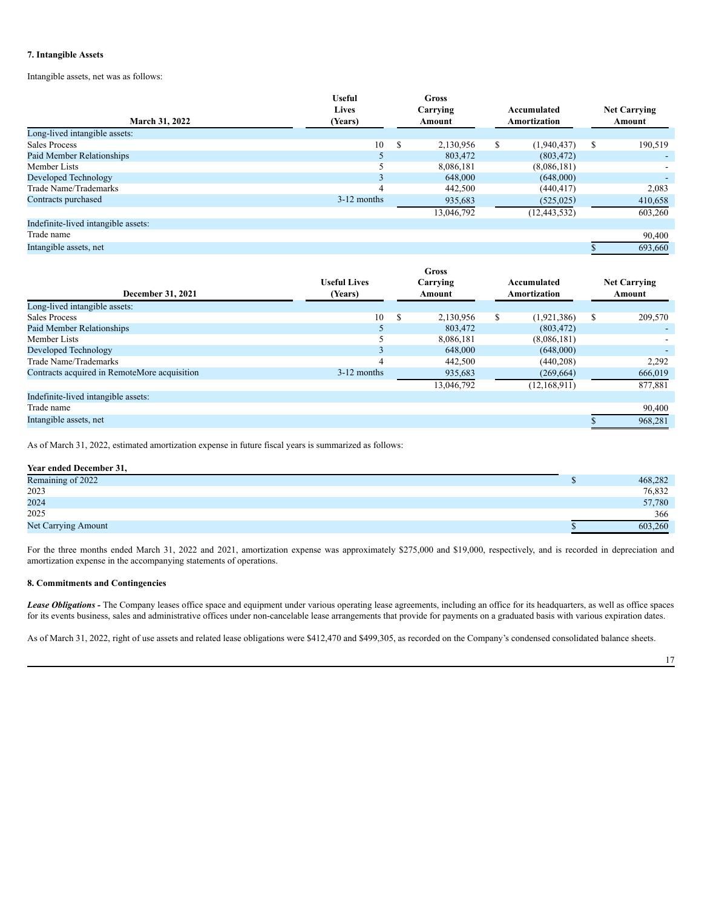### 7. Intangible Assets

Intangible assets, net was as follows:

| March 31, 2022 | Useful Lives (Years) | Gross Carrying Amount | Accumulated Amortization | Net Carrying Amount |
|---|---|---|---|---|
| Long-lived intangible assets: | | | | |
| Sales Process | 10 | $ 2,130,956 | $ (1,940,437) | $ 190,519 |
| Paid Member Relationships | 5 | 803,472 | (803,472) | - |
| Member Lists | 5 | 8,086,181 | (8,086,181) | - |
| Developed Technology | 3 | 648,000 | (648,000) | - |
| Trade Name/Trademarks | 4 | 442,500 | (440,417) | 2,083 |
| Contracts purchased | 3-12 months | 935,683 | (525,025) | 410,658 |
| | | 13,046,792 | (12,443,532) | 603,260 |
| Indefinite-lived intangible assets: | | | | |
| Trade name | | | | 90,400 |
| Intangible assets, net | | | | $ 693,660 |

| December 31, 2021 | Useful Lives (Years) | Gross Carrying Amount | Accumulated Amortization | Net Carrying Amount |
|---|---|---|---|---|
| Long-lived intangible assets: | | | | |
| Sales Process | 10 | $ 2,130,956 | $ (1,921,386) | $ 209,570 |
| Paid Member Relationships | 5 | 803,472 | (803,472) | - |
| Member Lists | 5 | 8,086,181 | (8,086,181) | - |
| Developed Technology | 3 | 648,000 | (648,000) | - |
| Trade Name/Trademarks | 4 | 442,500 | (440,208) | 2,292 |
| Contracts acquired in RemoteMore acquisition | 3-12 months | 935,683 | (269,664) | 666,019 |
| | | 13,046,792 | (12,168,911) | 877,881 |
| Indefinite-lived intangible assets: | | | | |
| Trade name | | | | 90,400 |
| Intangible assets, net | | | | $ 968,281 |

As of March 31, 2022, estimated amortization expense in future fiscal years is summarized as follows:

| Year ended December 31, | |
|---|---|
| Remaining of 2022 | $ 468,282 |
| 2023 | 76,832 |
| 2024 | 57,780 |
| 2025 | 366 |
| Net Carrying Amount | $ 603,260 |

For the three months ended March 31, 2022 and 2021, amortization expense was approximately $275,000 and $19,000, respectively, and is recorded in depreciation and amortization expense in the accompanying statements of operations.

### 8. Commitments and Contingencies

***Lease Obligations -*** The Company leases office space and equipment under various operating lease agreements, including an office for its headquarters, as well as office spaces for its events business, sales and administrative offices under non-cancelable lease arrangements that provide for payments on a graduated basis with various expiration dates.

As of March 31, 2022, right of use assets and related lease obligations were $412,470 and $499,305, as recorded on the Company's condensed consolidated balance sheets.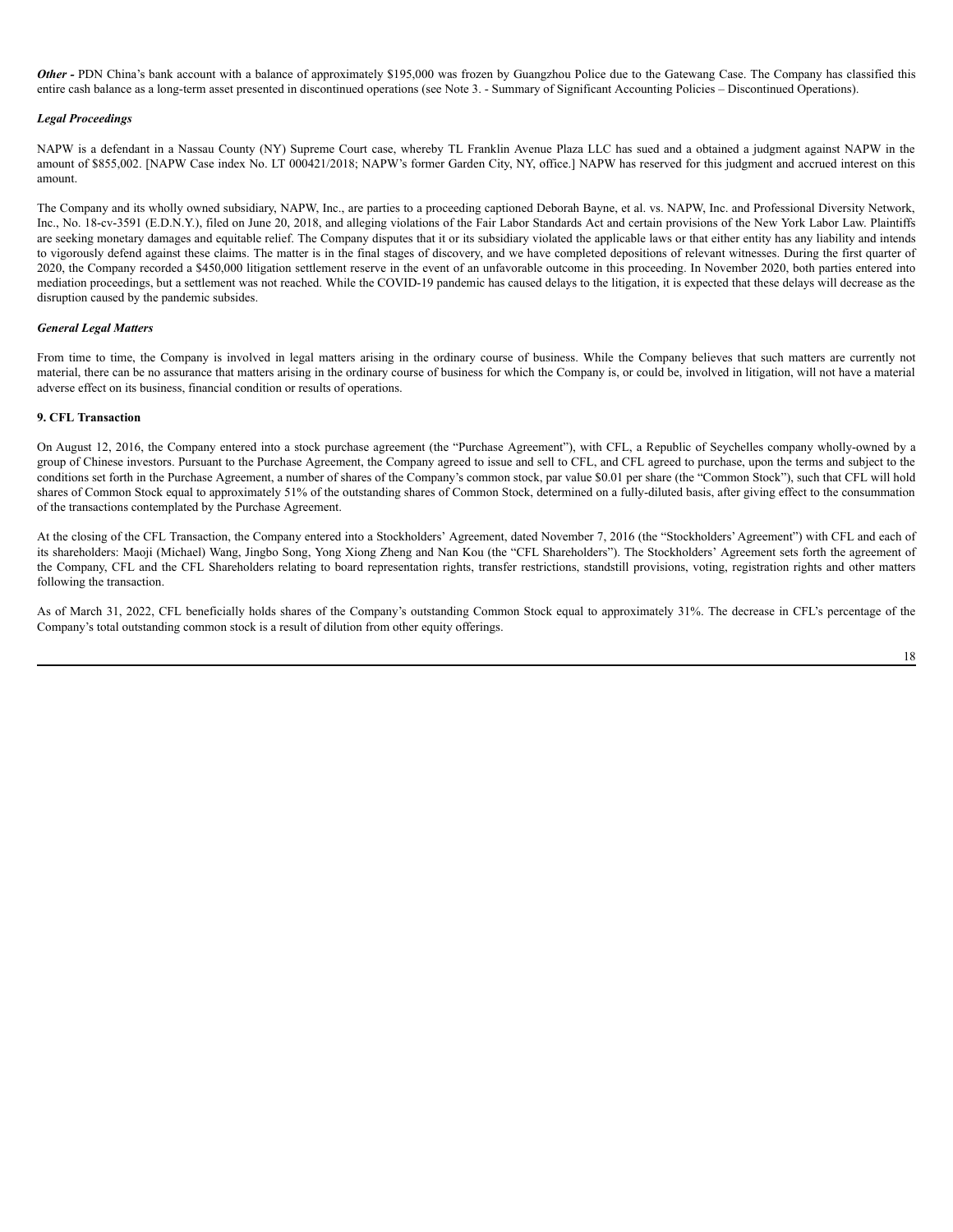***Other -*** PDN China's bank account with a balance of approximately $195,000 was frozen by Guangzhou Police due to the Gatewang Case. The Company has classified this entire cash balance as a long-term asset presented in discontinued operations (see Note 3. - Summary of Significant Accounting Policies – Discontinued Operations).

***Legal Proceedings***

NAPW is a defendant in a Nassau County (NY) Supreme Court case, whereby TL Franklin Avenue Plaza LLC has sued and a obtained a judgment against NAPW in the amount of $855,002. [NAPW Case index No. LT 000421/2018; NAPW's former Garden City, NY, office.] NAPW has reserved for this judgment and accrued interest on this amount.

The Company and its wholly owned subsidiary, NAPW, Inc., are parties to a proceeding captioned Deborah Bayne, et al. vs. NAPW, Inc. and Professional Diversity Network, Inc., No. 18-cv-3591 (E.D.N.Y.), filed on June 20, 2018, and alleging violations of the Fair Labor Standards Act and certain provisions of the New York Labor Law. Plaintiffs are seeking monetary damages and equitable relief. The Company disputes that it or its subsidiary violated the applicable laws or that either entity has any liability and intends to vigorously defend against these claims. The matter is in the final stages of discovery, and we have completed depositions of relevant witnesses. During the first quarter of 2020, the Company recorded a $450,000 litigation settlement reserve in the event of an unfavorable outcome in this proceeding. In November 2020, both parties entered into mediation proceedings, but a settlement was not reached. While the COVID-19 pandemic has caused delays to the litigation, it is expected that these delays will decrease as the disruption caused by the pandemic subsides.

***General Legal Matters***

From time to time, the Company is involved in legal matters arising in the ordinary course of business. While the Company believes that such matters are currently not material, there can be no assurance that matters arising in the ordinary course of business for which the Company is, or could be, involved in litigation, will not have a material adverse effect on its business, financial condition or results of operations.

**9. CFL Transaction**

On August 12, 2016, the Company entered into a stock purchase agreement (the "Purchase Agreement"), with CFL, a Republic of Seychelles company wholly-owned by a group of Chinese investors. Pursuant to the Purchase Agreement, the Company agreed to issue and sell to CFL, and CFL agreed to purchase, upon the terms and subject to the conditions set forth in the Purchase Agreement, a number of shares of the Company's common stock, par value $0.01 per share (the "Common Stock"), such that CFL will hold shares of Common Stock equal to approximately 51% of the outstanding shares of Common Stock, determined on a fully-diluted basis, after giving effect to the consummation of the transactions contemplated by the Purchase Agreement.

At the closing of the CFL Transaction, the Company entered into a Stockholders' Agreement, dated November 7, 2016 (the "Stockholders' Agreement") with CFL and each of its shareholders: Maoji (Michael) Wang, Jingbo Song, Yong Xiong Zheng and Nan Kou (the "CFL Shareholders"). The Stockholders' Agreement sets forth the agreement of the Company, CFL and the CFL Shareholders relating to board representation rights, transfer restrictions, standstill provisions, voting, registration rights and other matters following the transaction.

As of March 31, 2022, CFL beneficially holds shares of the Company's outstanding Common Stock equal to approximately 31%. The decrease in CFL's percentage of the Company's total outstanding common stock is a result of dilution from other equity offerings.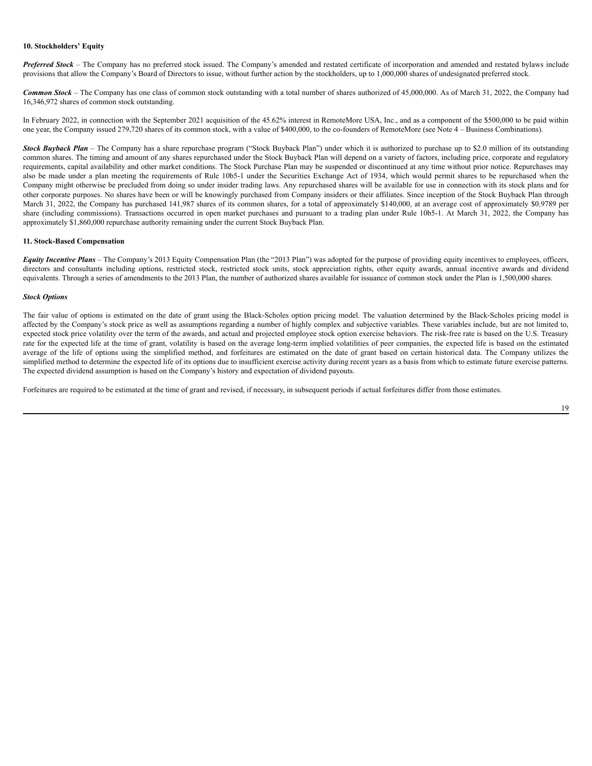## 10. Stockholders' Equity

***Preferred Stock*** – The Company has no preferred stock issued. The Company's amended and restated certificate of incorporation and amended and restated bylaws include provisions that allow the Company's Board of Directors to issue, without further action by the stockholders, up to 1,000,000 shares of undesignated preferred stock.

***Common Stock*** – The Company has one class of common stock outstanding with a total number of shares authorized of 45,000,000. As of March 31, 2022, the Company had 16,346,972 shares of common stock outstanding.

In February 2022, in connection with the September 2021 acquisition of the 45.62% interest in RemoteMore USA, Inc., and as a component of the $500,000 to be paid within one year, the Company issued 279,720 shares of its common stock, with a value of $400,000, to the co-founders of RemoteMore (see Note 4 – Business Combinations).

***Stock Buyback Plan*** – The Company has a share repurchase program ("Stock Buyback Plan") under which it is authorized to purchase up to $2.0 million of its outstanding common shares. The timing and amount of any shares repurchased under the Stock Buyback Plan will depend on a variety of factors, including price, corporate and regulatory requirements, capital availability and other market conditions. The Stock Purchase Plan may be suspended or discontinued at any time without prior notice. Repurchases may also be made under a plan meeting the requirements of Rule 10b5-1 under the Securities Exchange Act of 1934, which would permit shares to be repurchased when the Company might otherwise be precluded from doing so under insider trading laws. Any repurchased shares will be available for use in connection with its stock plans and for other corporate purposes. No shares have been or will be knowingly purchased from Company insiders or their affiliates. Since inception of the Stock Buyback Plan through March 31, 2022, the Company has purchased 141,987 shares of its common shares, for a total of approximately $140,000, at an average cost of approximately $0.9789 per share (including commissions). Transactions occurred in open market purchases and pursuant to a trading plan under Rule 10b5-1. At March 31, 2022, the Company has approximately $1,860,000 repurchase authority remaining under the current Stock Buyback Plan.

## 11. Stock-Based Compensation

***Equity Incentive Plans*** – The Company's 2013 Equity Compensation Plan (the "2013 Plan") was adopted for the purpose of providing equity incentives to employees, officers, directors and consultants including options, restricted stock, restricted stock units, stock appreciation rights, other equity awards, annual incentive awards and dividend equivalents. Through a series of amendments to the 2013 Plan, the number of authorized shares available for issuance of common stock under the Plan is 1,500,000 shares.

***Stock Options***

The fair value of options is estimated on the date of grant using the Black-Scholes option pricing model. The valuation determined by the Black-Scholes pricing model is affected by the Company's stock price as well as assumptions regarding a number of highly complex and subjective variables. These variables include, but are not limited to, expected stock price volatility over the term of the awards, and actual and projected employee stock option exercise behaviors. The risk-free rate is based on the U.S. Treasury rate for the expected life at the time of grant, volatility is based on the average long-term implied volatilities of peer companies, the expected life is based on the estimated average of the life of options using the simplified method, and forfeitures are estimated on the date of grant based on certain historical data. The Company utilizes the simplified method to determine the expected life of its options due to insufficient exercise activity during recent years as a basis from which to estimate future exercise patterns. The expected dividend assumption is based on the Company's history and expectation of dividend payouts.

Forfeitures are required to be estimated at the time of grant and revised, if necessary, in subsequent periods if actual forfeitures differ from those estimates.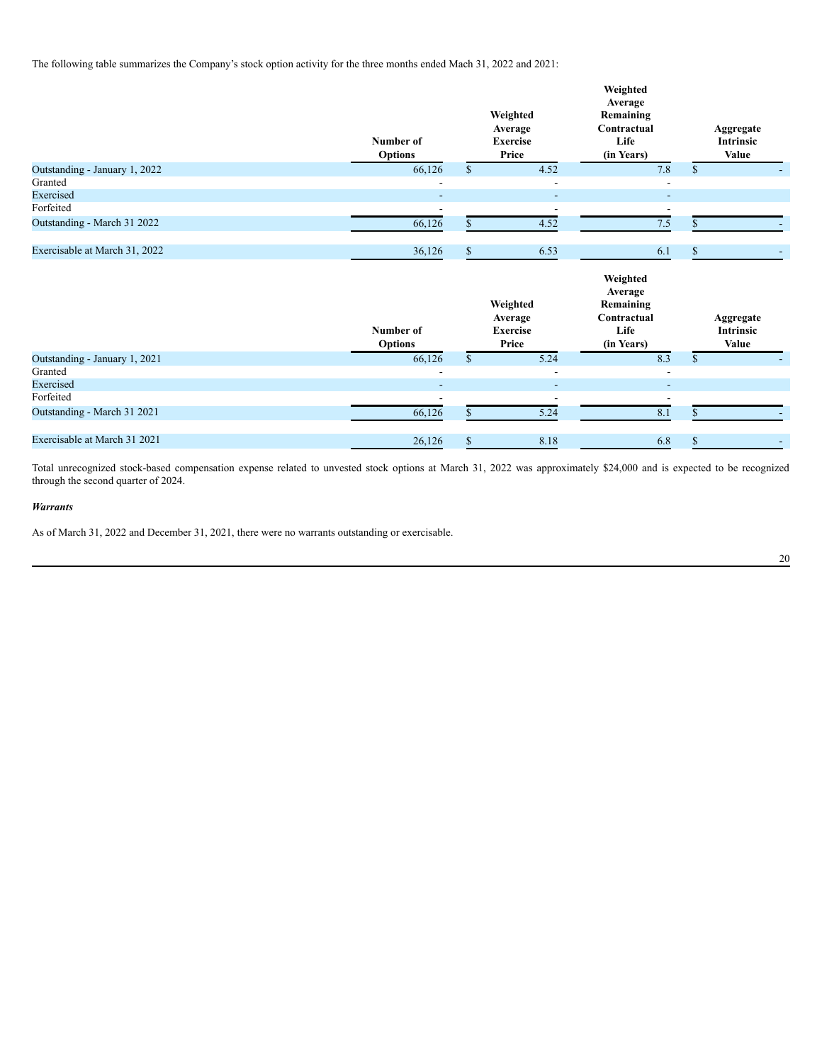The following table summarizes the Company's stock option activity for the three months ended Mach 31, 2022 and 2021:

| | Number of Options | Weighted Average Exercise Price | Weighted Average Remaining Contractual Life (in Years) | Aggregate Intrinsic Value |
|---|---|---|---|---|
| Outstanding - January 1, 2022 | 66,126 | $ 4.52 | 7.8 | $ - |
| Granted | - | - | - | |
| Exercised | - | - | - | |
| Forfeited | - | - | - | |
| Outstanding - March 31 2022 | 66,126 | $ 4.52 | 7.5 | $ - |
| Exercisable at March 31, 2022 | 36,126 | $ 6.53 | 6.1 | $ - |

| | Number of Options | Weighted Average Exercise Price | Weighted Average Remaining Contractual Life (in Years) | Aggregate Intrinsic Value |
|---|---|---|---|---|
| Outstanding - January 1, 2021 | 66,126 | $ 5.24 | 8.3 | $ - |
| Granted | - | - | - | |
| Exercised | - | - | - | |
| Forfeited | - | - | - | |
| Outstanding - March 31 2021 | 66,126 | $ 5.24 | 8.1 | $ - |
| Exercisable at March 31 2021 | 26,126 | $ 8.18 | 6.8 | $ - |

Total unrecognized stock-based compensation expense related to unvested stock options at March 31, 2022 was approximately $24,000 and is expected to be recognized through the second quarter of 2024.

***Warrants***

As of March 31, 2022 and December 31, 2021, there were no warrants outstanding or exercisable.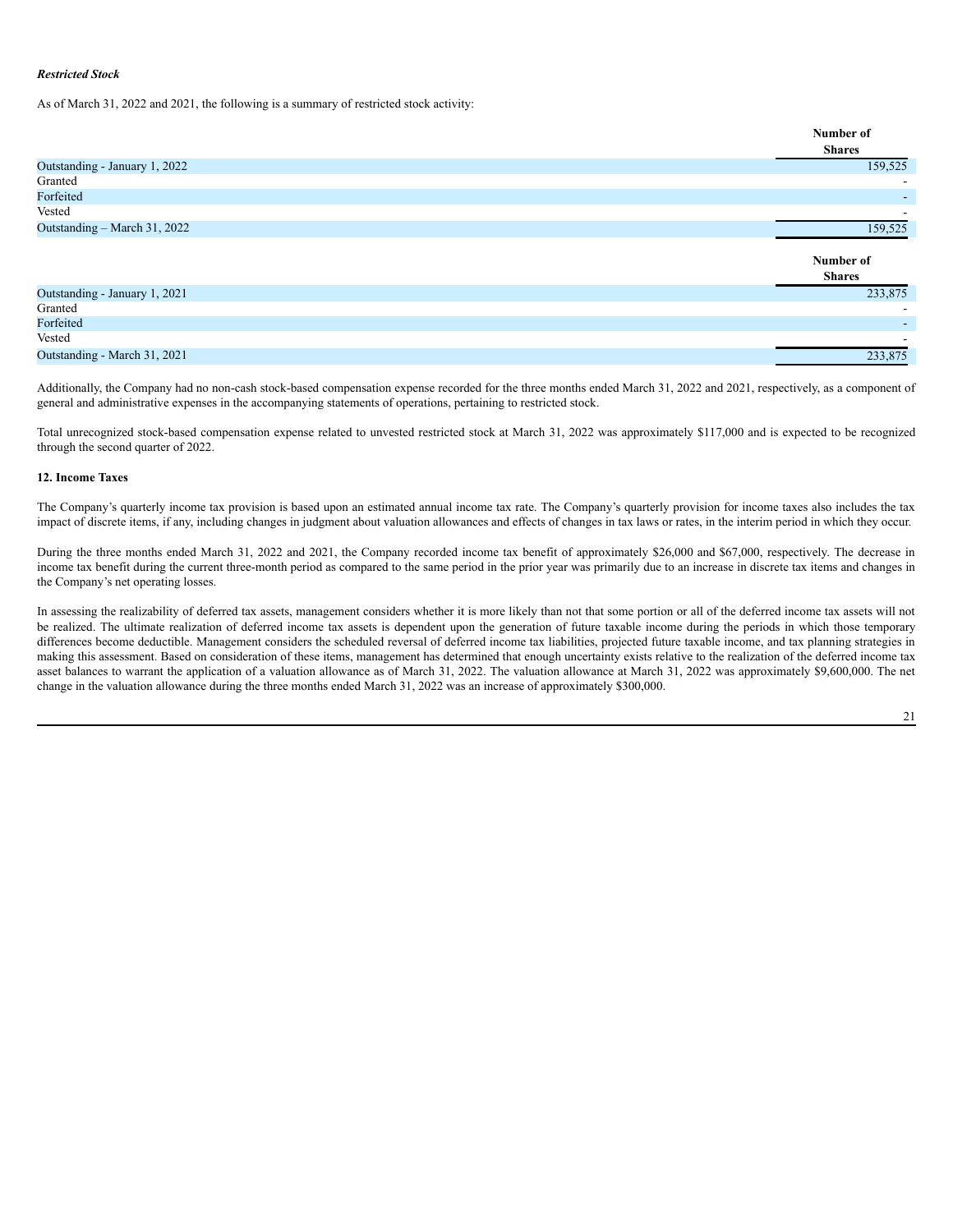***Restricted Stock***

As of March 31, 2022 and 2021, the following is a summary of restricted stock activity:

| | Number of Shares |
|---|---|
| Outstanding - January 1, 2022 | 159,525 |
| Granted | - |
| Forfeited | - |
| Vested | - |
| Outstanding – March 31, 2022 | 159,525 |

| | Number of Shares |
|---|---|
| Outstanding - January 1, 2021 | 233,875 |
| Granted | - |
| Forfeited | - |
| Vested | - |
| Outstanding - March 31, 2021 | 233,875 |

Additionally, the Company had no non-cash stock-based compensation expense recorded for the three months ended March 31, 2022 and 2021, respectively, as a component of general and administrative expenses in the accompanying statements of operations, pertaining to restricted stock.

Total unrecognized stock-based compensation expense related to unvested restricted stock at March 31, 2022 was approximately $117,000 and is expected to be recognized through the second quarter of 2022.

**12. Income Taxes**

The Company's quarterly income tax provision is based upon an estimated annual income tax rate. The Company's quarterly provision for income taxes also includes the tax impact of discrete items, if any, including changes in judgment about valuation allowances and effects of changes in tax laws or rates, in the interim period in which they occur.

During the three months ended March 31, 2022 and 2021, the Company recorded income tax benefit of approximately $26,000 and $67,000, respectively. The decrease in income tax benefit during the current three-month period as compared to the same period in the prior year was primarily due to an increase in discrete tax items and changes in the Company's net operating losses.

In assessing the realizability of deferred tax assets, management considers whether it is more likely than not that some portion or all of the deferred income tax assets will not be realized. The ultimate realization of deferred income tax assets is dependent upon the generation of future taxable income during the periods in which those temporary differences become deductible. Management considers the scheduled reversal of deferred income tax liabilities, projected future taxable income, and tax planning strategies in making this assessment. Based on consideration of these items, management has determined that enough uncertainty exists relative to the realization of the deferred income tax asset balances to warrant the application of a valuation allowance as of March 31, 2022. The valuation allowance at March 31, 2022 was approximately $9,600,000. The net change in the valuation allowance during the three months ended March 31, 2022 was an increase of approximately $300,000.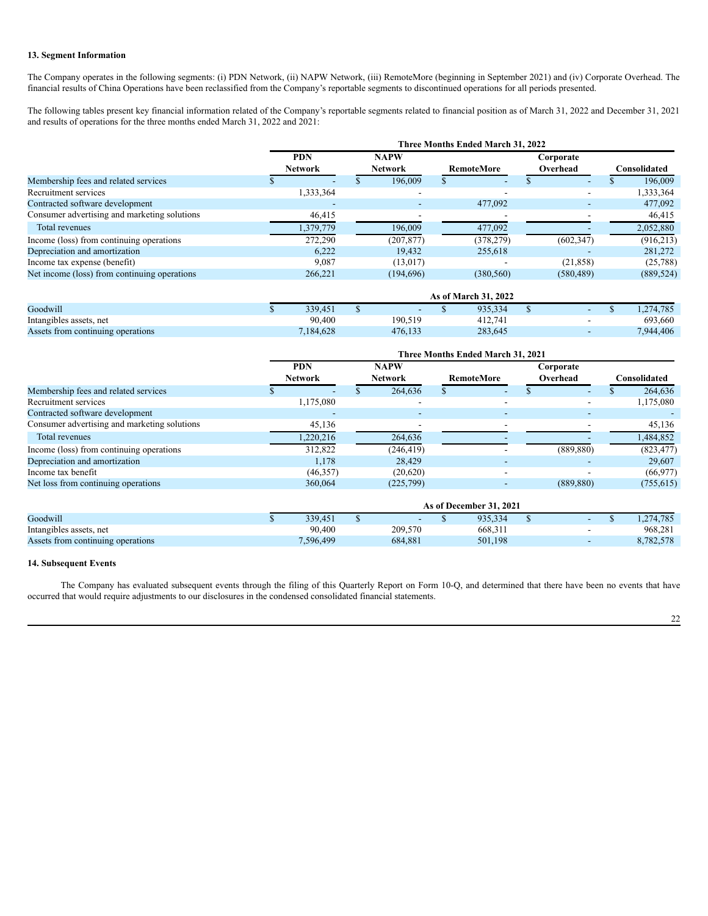### 13. Segment Information

The Company operates in the following segments: (i) PDN Network, (ii) NAPW Network, (iii) RemoteMore (beginning in September 2021) and (iv) Corporate Overhead. The financial results of China Operations have been reclassified from the Company's reportable segments to discontinued operations for all periods presented.

The following tables present key financial information related of the Company's reportable segments related to financial position as of March 31, 2022 and December 31, 2021 and results of operations for the three months ended March 31, 2022 and 2021:

| | Three Months Ended March 31, 2022 | | | | |
|---|---|---|---|---|---|
| | PDN Network | NAPW Network | RemoteMore | Corporate Overhead | Consolidated |
| Membership fees and related services | $ - | $ 196,009 | $ - | $ - | $ 196,009 |
| Recruitment services | 1,333,364 | - | - | - | 1,333,364 |
| Contracted software development | - | - | 477,092 | - | 477,092 |
| Consumer advertising and marketing solutions | 46,415 | - | - | - | 46,415 |
| Total revenues | 1,379,779 | 196,009 | 477,092 | - | 2,052,880 |
| Income (loss) from continuing operations | 272,290 | (207,877) | (378,279) | (602,347) | (916,213) |
| Depreciation and amortization | 6,222 | 19,432 | 255,618 | - | 281,272 |
| Income tax expense (benefit) | 9,087 | (13,017) | - | (21,858) | (25,788) |
| Net income (loss) from continuing operations | 266,221 | (194,696) | (380,560) | (580,489) | (889,524) |
| | **As of March 31, 2022** | | | | |
| Goodwill | $ 339,451 | $ - | $ 935,334 | $ - | $ 1,274,785 |
| Intangibles assets, net | 90,400 | 190,519 | 412,741 | - | 693,660 |
| Assets from continuing operations | 7,184,628 | 476,133 | 283,645 | - | 7,944,406 |

| | Three Months Ended March 31, 2021 | | | | |
|---|---|---|---|---|---|
| | PDN Network | NAPW Network | RemoteMore | Corporate Overhead | Consolidated |
| Membership fees and related services | $ - | $ 264,636 | $ - | $ - | $ 264,636 |
| Recruitment services | 1,175,080 | - | - | - | 1,175,080 |
| Contracted software development | - | - | - | - | - |
| Consumer advertising and marketing solutions | 45,136 | - | - | - | 45,136 |
| Total revenues | 1,220,216 | 264,636 | - | - | 1,484,852 |
| Income (loss) from continuing operations | 312,822 | (246,419) | - | (889,880) | (823,477) |
| Depreciation and amortization | 1,178 | 28,429 | - | - | 29,607 |
| Income tax benefit | (46,357) | (20,620) | - | - | (66,977) |
| Net loss from continuing operations | 360,064 | (225,799) | - | (889,880) | (755,615) |
| | **As of December 31, 2021** | | | | |
| Goodwill | $ 339,451 | $ - | $ 935,334 | $ - | $ 1,274,785 |
| Intangibles assets, net | 90,400 | 209,570 | 668,311 | - | 968,281 |
| Assets from continuing operations | 7,596,499 | 684,881 | 501,198 | - | 8,782,578 |

### 14. Subsequent Events

The Company has evaluated subsequent events through the filing of this Quarterly Report on Form 10-Q, and determined that there have been no events that have occurred that would require adjustments to our disclosures in the condensed consolidated financial statements.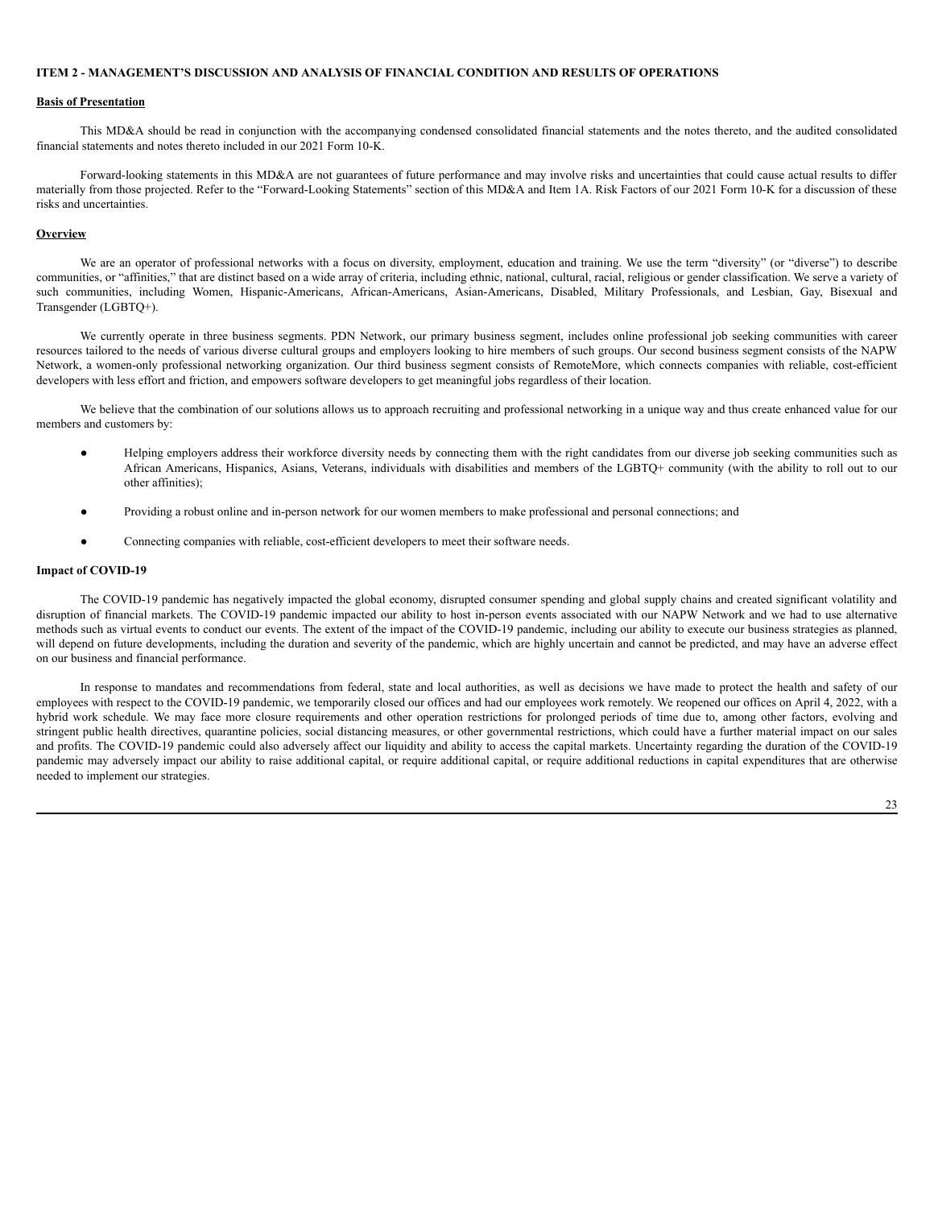## ITEM 2 - MANAGEMENT'S DISCUSSION AND ANALYSIS OF FINANCIAL CONDITION AND RESULTS OF OPERATIONS

### Basis of Presentation

This MD&A should be read in conjunction with the accompanying condensed consolidated financial statements and the notes thereto, and the audited consolidated financial statements and notes thereto included in our 2021 Form 10-K.

Forward-looking statements in this MD&A are not guarantees of future performance and may involve risks and uncertainties that could cause actual results to differ materially from those projected. Refer to the "Forward-Looking Statements" section of this MD&A and Item 1A. Risk Factors of our 2021 Form 10-K for a discussion of these risks and uncertainties.

### Overview

We are an operator of professional networks with a focus on diversity, employment, education and training. We use the term "diversity" (or "diverse") to describe communities, or "affinities," that are distinct based on a wide array of criteria, including ethnic, national, cultural, racial, religious or gender classification. We serve a variety of such communities, including Women, Hispanic-Americans, African-Americans, Asian-Americans, Disabled, Military Professionals, and Lesbian, Gay, Bisexual and Transgender (LGBTQ+).

We currently operate in three business segments. PDN Network, our primary business segment, includes online professional job seeking communities with career resources tailored to the needs of various diverse cultural groups and employers looking to hire members of such groups. Our second business segment consists of the NAPW Network, a women-only professional networking organization. Our third business segment consists of RemoteMore, which connects companies with reliable, cost-efficient developers with less effort and friction, and empowers software developers to get meaningful jobs regardless of their location.

We believe that the combination of our solutions allows us to approach recruiting and professional networking in a unique way and thus create enhanced value for our members and customers by:

- Helping employers address their workforce diversity needs by connecting them with the right candidates from our diverse job seeking communities such as African Americans, Hispanics, Asians, Veterans, individuals with disabilities and members of the LGBTQ+ community (with the ability to roll out to our other affinities);
- Providing a robust online and in-person network for our women members to make professional and personal connections; and
- Connecting companies with reliable, cost-efficient developers to meet their software needs.

### Impact of COVID-19

The COVID-19 pandemic has negatively impacted the global economy, disrupted consumer spending and global supply chains and created significant volatility and disruption of financial markets. The COVID-19 pandemic impacted our ability to host in-person events associated with our NAPW Network and we had to use alternative methods such as virtual events to conduct our events. The extent of the impact of the COVID-19 pandemic, including our ability to execute our business strategies as planned, will depend on future developments, including the duration and severity of the pandemic, which are highly uncertain and cannot be predicted, and may have an adverse effect on our business and financial performance.

In response to mandates and recommendations from federal, state and local authorities, as well as decisions we have made to protect the health and safety of our employees with respect to the COVID-19 pandemic, we temporarily closed our offices and had our employees work remotely. We reopened our offices on April 4, 2022, with a hybrid work schedule. We may face more closure requirements and other operation restrictions for prolonged periods of time due to, among other factors, evolving and stringent public health directives, quarantine policies, social distancing measures, or other governmental restrictions, which could have a further material impact on our sales and profits. The COVID-19 pandemic could also adversely affect our liquidity and ability to access the capital markets. Uncertainty regarding the duration of the COVID-19 pandemic may adversely impact our ability to raise additional capital, or require additional capital, or require additional reductions in capital expenditures that are otherwise needed to implement our strategies.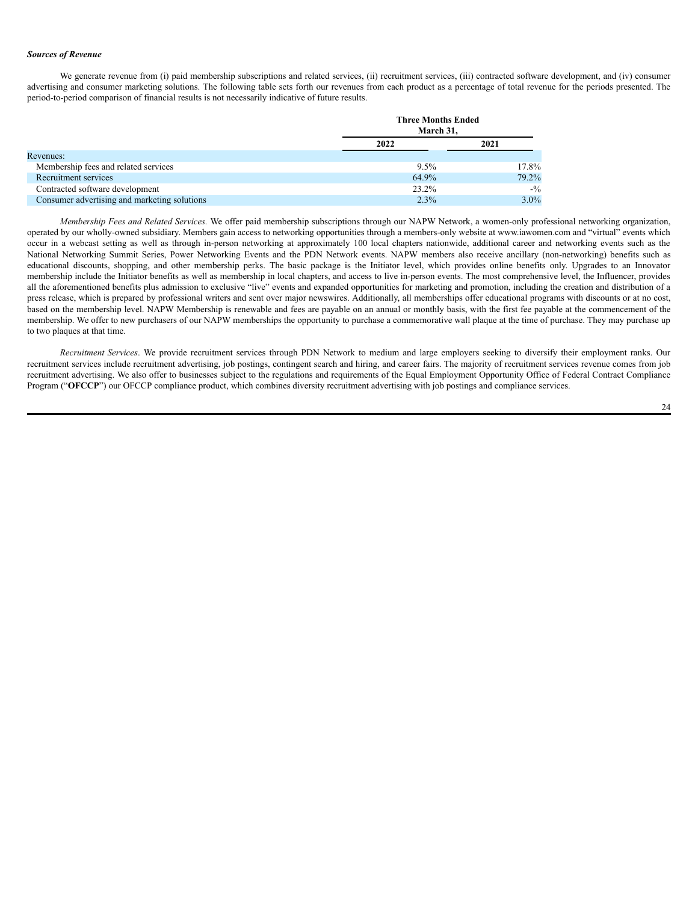***Sources of Revenue***

We generate revenue from (i) paid membership subscriptions and related services, (ii) recruitment services, (iii) contracted software development, and (iv) consumer advertising and consumer marketing solutions. The following table sets forth our revenues from each product as a percentage of total revenue for the periods presented. The period-to-period comparison of financial results is not necessarily indicative of future results.

| | Three Months Ended March 31, | |
|---|---|---|
| | **2022** | **2021** |
| Revenues: | | |
| Membership fees and related services | 9.5% | 17.8% |
| Recruitment services | 64.9% | 79.2% |
| Contracted software development | 23.2% | -% |
| Consumer advertising and marketing solutions | 2.3% | 3.0% |

*Membership Fees and Related Services.* We offer paid membership subscriptions through our NAPW Network, a women-only professional networking organization, operated by our wholly-owned subsidiary. Members gain access to networking opportunities through a members-only website at www.iawomen.com and "virtual" events which occur in a webcast setting as well as through in-person networking at approximately 100 local chapters nationwide, additional career and networking events such as the National Networking Summit Series, Power Networking Events and the PDN Network events. NAPW members also receive ancillary (non-networking) benefits such as educational discounts, shopping, and other membership perks. The basic package is the Initiator level, which provides online benefits only. Upgrades to an Innovator membership include the Initiator benefits as well as membership in local chapters, and access to live in-person events. The most comprehensive level, the Influencer, provides all the aforementioned benefits plus admission to exclusive "live" events and expanded opportunities for marketing and promotion, including the creation and distribution of a press release, which is prepared by professional writers and sent over major newswires. Additionally, all memberships offer educational programs with discounts or at no cost, based on the membership level. NAPW Membership is renewable and fees are payable on an annual or monthly basis, with the first fee payable at the commencement of the membership. We offer to new purchasers of our NAPW memberships the opportunity to purchase a commemorative wall plaque at the time of purchase. They may purchase up to two plaques at that time.

*Recruitment Services*. We provide recruitment services through PDN Network to medium and large employers seeking to diversify their employment ranks. Our recruitment services include recruitment advertising, job postings, contingent search and hiring, and career fairs. The majority of recruitment services revenue comes from job recruitment advertising. We also offer to businesses subject to the regulations and requirements of the Equal Employment Opportunity Office of Federal Contract Compliance Program ("**OFCCP**") our OFCCP compliance product, which combines diversity recruitment advertising with job postings and compliance services.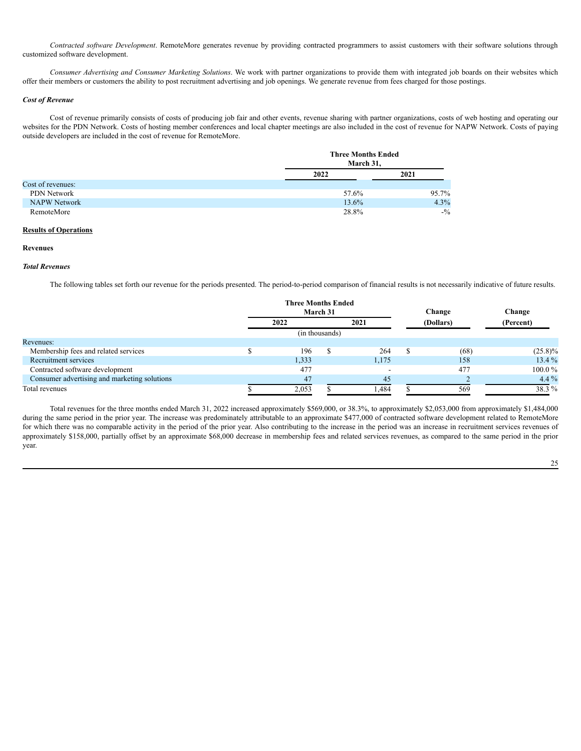*Contracted software Development*. RemoteMore generates revenue by providing contracted programmers to assist customers with their software solutions through customized software development.

*Consumer Advertising and Consumer Marketing Solutions*. We work with partner organizations to provide them with integrated job boards on their websites which offer their members or customers the ability to post recruitment advertising and job openings. We generate revenue from fees charged for those postings.

***Cost of Revenue***

Cost of revenue primarily consists of costs of producing job fair and other events, revenue sharing with partner organizations, costs of web hosting and operating our websites for the PDN Network. Costs of hosting member conferences and local chapter meetings are also included in the cost of revenue for NAPW Network. Costs of paying outside developers are included in the cost of revenue for RemoteMore.

| | Three Months Ended March 31, | |
|---|---|---|
| | 2022 | 2021 |
| Cost of revenues: | | |
| PDN Network | 57.6% | 95.7% |
| NAPW Network | 13.6% | 4.3% |
| RemoteMore | 28.8% | -% |

**Results of Operations**

**Revenues**

***Total Revenues***

The following tables set forth our revenue for the periods presented. The period-to-period comparison of financial results is not necessarily indicative of future results.

| | Three Months Ended March 31 | | Change | Change |
|---|---|---|---|---|
| | 2022 | 2021 | (Dollars) | (Percent) |
| | (in thousands) | | | |
| Revenues: | | | | |
| Membership fees and related services | $ 196 | $ 264 | $ (68) | (25.8)% |
| Recruitment services | 1,333 | 1,175 | 158 | 13.4 % |
| Contracted software development | 477 | - | 477 | 100.0 % |
| Consumer advertising and marketing solutions | 47 | 45 | 2 | 4.4 % |
| Total revenues | $ 2,053 | $ 1,484 | $ 569 | 38.3 % |

Total revenues for the three months ended March 31, 2022 increased approximately $569,000, or 38.3%, to approximately $2,053,000 from approximately $1,484,000 during the same period in the prior year. The increase was predominately attributable to an approximate $477,000 of contracted software development related to RemoteMore for which there was no comparable activity in the period of the prior year. Also contributing to the increase in the period was an increase in recruitment services revenues of approximately $158,000, partially offset by an approximate $68,000 decrease in membership fees and related services revenues, as compared to the same period in the prior year.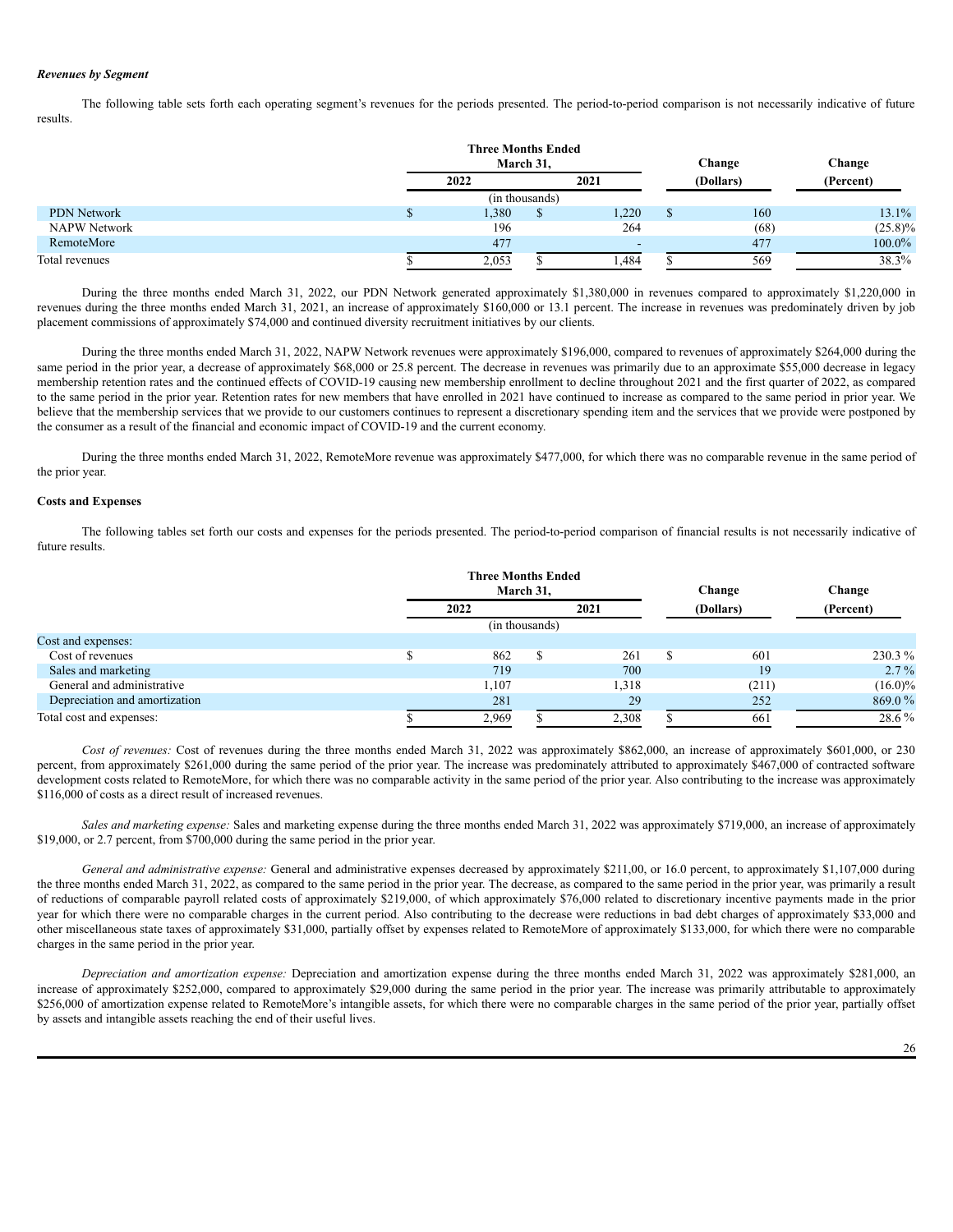***Revenues by Segment***

The following table sets forth each operating segment's revenues for the periods presented. The period-to-period comparison is not necessarily indicative of future results.

| | Three Months Ended March 31, 2022 | Three Months Ended March 31, 2021 | Change (Dollars) | Change (Percent) |
|---|---|---|---|---|
| | (in thousands) | | | |
| PDN Network | $ 1,380 | $ 1,220 | $ 160 | 13.1% |
| NAPW Network | 196 | 264 | (68) | (25.8)% |
| RemoteMore | 477 | - | 477 | 100.0% |
| Total revenues | $ 2,053 | $ 1,484 | $ 569 | 38.3% |

During the three months ended March 31, 2022, our PDN Network generated approximately $1,380,000 in revenues compared to approximately $1,220,000 in revenues during the three months ended March 31, 2021, an increase of approximately $160,000 or 13.1 percent. The increase in revenues was predominately driven by job placement commissions of approximately $74,000 and continued diversity recruitment initiatives by our clients.

During the three months ended March 31, 2022, NAPW Network revenues were approximately $196,000, compared to revenues of approximately $264,000 during the same period in the prior year, a decrease of approximately $68,000 or 25.8 percent. The decrease in revenues was primarily due to an approximate $55,000 decrease in legacy membership retention rates and the continued effects of COVID-19 causing new membership enrollment to decline throughout 2021 and the first quarter of 2022, as compared to the same period in the prior year. Retention rates for new members that have enrolled in 2021 have continued to increase as compared to the same period in prior year. We believe that the membership services that we provide to our customers continues to represent a discretionary spending item and the services that we provide were postponed by the consumer as a result of the financial and economic impact of COVID-19 and the current economy.

During the three months ended March 31, 2022, RemoteMore revenue was approximately $477,000, for which there was no comparable revenue in the same period of the prior year.

**Costs and Expenses**

The following tables set forth our costs and expenses for the periods presented. The period-to-period comparison of financial results is not necessarily indicative of future results.

| | Three Months Ended March 31, 2022 | Three Months Ended March 31, 2021 | Change (Dollars) | Change (Percent) |
|---|---|---|---|---|
| | (in thousands) | | | |
| Cost and expenses: | | | | |
| Cost of revenues | $ 862 | $ 261 | $ 601 | 230.3 % |
| Sales and marketing | 719 | 700 | 19 | 2.7 % |
| General and administrative | 1,107 | 1,318 | (211) | (16.0)% |
| Depreciation and amortization | 281 | 29 | 252 | 869.0 % |
| Total cost and expenses: | $ 2,969 | $ 2,308 | $ 661 | 28.6 % |

*Cost of revenues:* Cost of revenues during the three months ended March 31, 2022 was approximately $862,000, an increase of approximately $601,000, or 230 percent, from approximately $261,000 during the same period of the prior year. The increase was predominately attributed to approximately $467,000 of contracted software development costs related to RemoteMore, for which there was no comparable activity in the same period of the prior year. Also contributing to the increase was approximately $116,000 of costs as a direct result of increased revenues.

*Sales and marketing expense:* Sales and marketing expense during the three months ended March 31, 2022 was approximately $719,000, an increase of approximately $19,000, or 2.7 percent, from $700,000 during the same period in the prior year.

*General and administrative expense:* General and administrative expenses decreased by approximately $211,00, or 16.0 percent, to approximately $1,107,000 during the three months ended March 31, 2022, as compared to the same period in the prior year. The decrease, as compared to the same period in the prior year, was primarily a result of reductions of comparable payroll related costs of approximately $219,000, of which approximately $76,000 related to discretionary incentive payments made in the prior year for which there were no comparable charges in the current period. Also contributing to the decrease were reductions in bad debt charges of approximately $33,000 and other miscellaneous state taxes of approximately $31,000, partially offset by expenses related to RemoteMore of approximately $133,000, for which there were no comparable charges in the same period in the prior year.

*Depreciation and amortization expense:* Depreciation and amortization expense during the three months ended March 31, 2022 was approximately $281,000, an increase of approximately $252,000, compared to approximately $29,000 during the same period in the prior year. The increase was primarily attributable to approximately $256,000 of amortization expense related to RemoteMore's intangible assets, for which there were no comparable charges in the same period of the prior year, partially offset by assets and intangible assets reaching the end of their useful lives.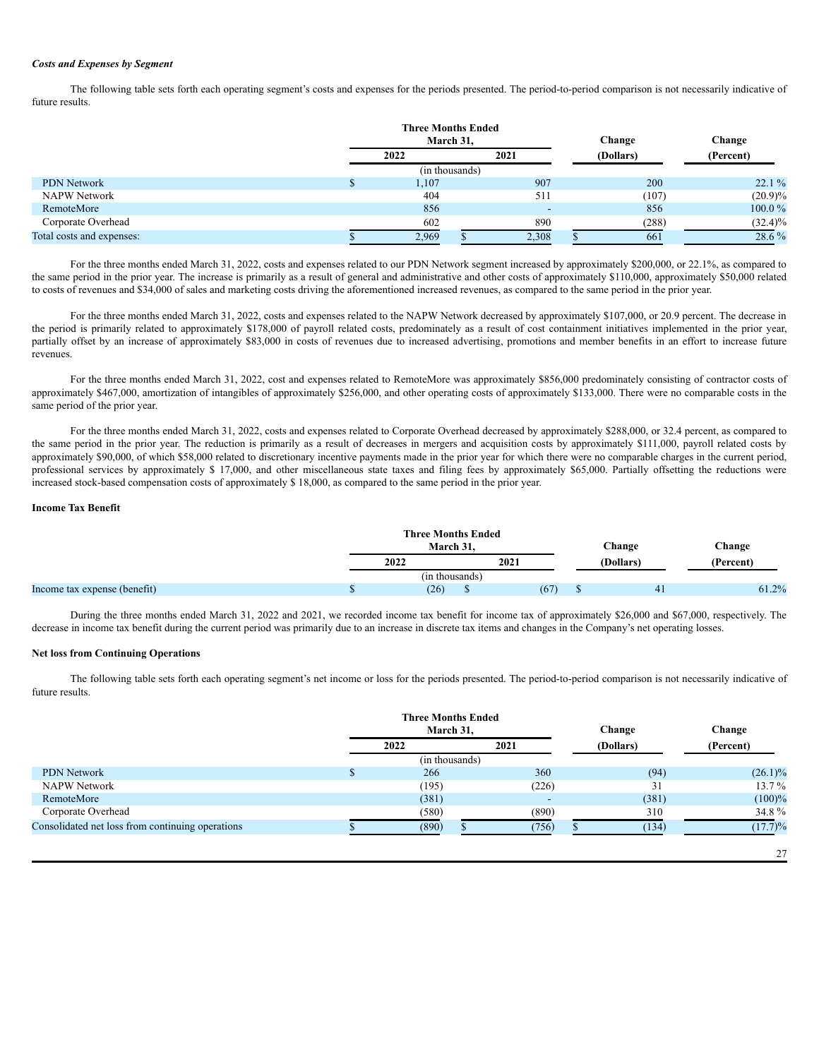***Costs and Expenses by Segment***

The following table sets forth each operating segment's costs and expenses for the periods presented. The period-to-period comparison is not necessarily indicative of future results.

| | Three Months Ended March 31, 2022 | Three Months Ended March 31, 2021 | Change (Dollars) | Change (Percent) |
|---|---|---|---|---|
| | (in thousands) | | | |
| PDN Network | $ 1,107 | 907 | 200 | 22.1 % |
| NAPW Network | 404 | 511 | (107) | (20.9)% |
| RemoteMore | 856 | - | 856 | 100.0 % |
| Corporate Overhead | 602 | 890 | (288) | (32.4)% |
| Total costs and expenses: | $ 2,969 | $ 2,308 | $ 661 | 28.6 % |

For the three months ended March 31, 2022, costs and expenses related to our PDN Network segment increased by approximately $200,000, or 22.1%, as compared to the same period in the prior year. The increase is primarily as a result of general and administrative and other costs of approximately $110,000, approximately $50,000 related to costs of revenues and $34,000 of sales and marketing costs driving the aforementioned increased revenues, as compared to the same period in the prior year.

For the three months ended March 31, 2022, costs and expenses related to the NAPW Network decreased by approximately $107,000, or 20.9 percent. The decrease in the period is primarily related to approximately $178,000 of payroll related costs, predominately as a result of cost containment initiatives implemented in the prior year, partially offset by an increase of approximately $83,000 in costs of revenues due to increased advertising, promotions and member benefits in an effort to increase future revenues.

For the three months ended March 31, 2022, cost and expenses related to RemoteMore was approximately $856,000 predominately consisting of contractor costs of approximately $467,000, amortization of intangibles of approximately $256,000, and other operating costs of approximately $133,000. There were no comparable costs in the same period of the prior year.

For the three months ended March 31, 2022, costs and expenses related to Corporate Overhead decreased by approximately $288,000, or 32.4 percent, as compared to the same period in the prior year. The reduction is primarily as a result of decreases in mergers and acquisition costs by approximately $111,000, payroll related costs by approximately $90,000, of which $58,000 related to discretionary incentive payments made in the prior year for which there were no comparable charges in the current period, professional services by approximately $ 17,000, and other miscellaneous state taxes and filing fees by approximately $65,000. Partially offsetting the reductions were increased stock-based compensation costs of approximately $ 18,000, as compared to the same period in the prior year.

**Income Tax Benefit**

| | Three Months Ended March 31, 2022 | Three Months Ended March 31, 2021 | Change (Dollars) | Change (Percent) |
|---|---|---|---|---|
| | (in thousands) | | | |
| Income tax expense (benefit) | $ (26) | $ (67) | $ 41 | 61.2% |

During the three months ended March 31, 2022 and 2021, we recorded income tax benefit for income tax of approximately $26,000 and $67,000, respectively. The decrease in income tax benefit during the current period was primarily due to an increase in discrete tax items and changes in the Company's net operating losses.

**Net loss from Continuing Operations**

The following table sets forth each operating segment's net income or loss for the periods presented. The period-to-period comparison is not necessarily indicative of future results.

| | Three Months Ended March 31, 2022 | Three Months Ended March 31, 2021 | Change (Dollars) | Change (Percent) |
|---|---|---|---|---|
| | (in thousands) | | | |
| PDN Network | $ 266 | 360 | (94) | (26.1)% |
| NAPW Network | (195) | (226) | 31 | 13.7 % |
| RemoteMore | (381) | - | (381) | (100)% |
| Corporate Overhead | (580) | (890) | 310 | 34.8 % |
| Consolidated net loss from continuing operations | $ (890) | $ (756) | $ (134) | (17.7)% |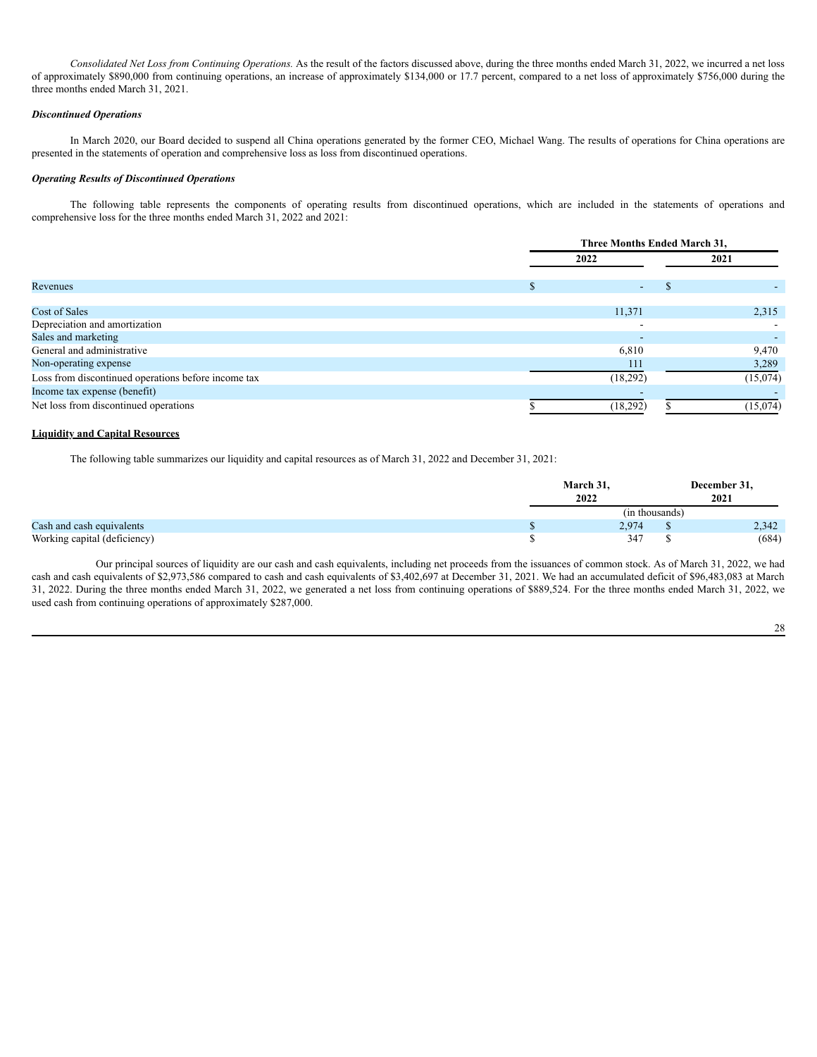*Consolidated Net Loss from Continuing Operations.* As the result of the factors discussed above, during the three months ended March 31, 2022, we incurred a net loss of approximately $890,000 from continuing operations, an increase of approximately $134,000 or 17.7 percent, compared to a net loss of approximately $756,000 during the three months ended March 31, 2021.

***Discontinued Operations***

In March 2020, our Board decided to suspend all China operations generated by the former CEO, Michael Wang. The results of operations for China operations are presented in the statements of operation and comprehensive loss as loss from discontinued operations.

***Operating Results of Discontinued Operations***

The following table represents the components of operating results from discontinued operations, which are included in the statements of operations and comprehensive loss for the three months ended March 31, 2022 and 2021:

| | Three Months Ended March 31, | |
|---|---|---|
| | 2022 | 2021 |
| Revenues | $ - | $ - |
| Cost of Sales | 11,371 | 2,315 |
| Depreciation and amortization | - | - |
| Sales and marketing | - | - |
| General and administrative | 6,810 | 9,470 |
| Non-operating expense | 111 | 3,289 |
| Loss from discontinued operations before income tax | (18,292) | (15,074) |
| Income tax expense (benefit) | - | - |
| Net loss from discontinued operations | $ (18,292) | $ (15,074) |

**Liquidity and Capital Resources**

The following table summarizes our liquidity and capital resources as of March 31, 2022 and December 31, 2021:

| | March 31, 2022 | December 31, 2021 |
|---|---|---|
| | (in thousands) | |
| Cash and cash equivalents | $ 2,974 | $ 2,342 |
| Working capital (deficiency) | $ 347 | $ (684) |

Our principal sources of liquidity are our cash and cash equivalents, including net proceeds from the issuances of common stock. As of March 31, 2022, we had cash and cash equivalents of $2,973,586 compared to cash and cash equivalents of $3,402,697 at December 31, 2021. We had an accumulated deficit of $96,483,083 at March 31, 2022. During the three months ended March 31, 2022, we generated a net loss from continuing operations of $889,524. For the three months ended March 31, 2022, we used cash from continuing operations of approximately $287,000.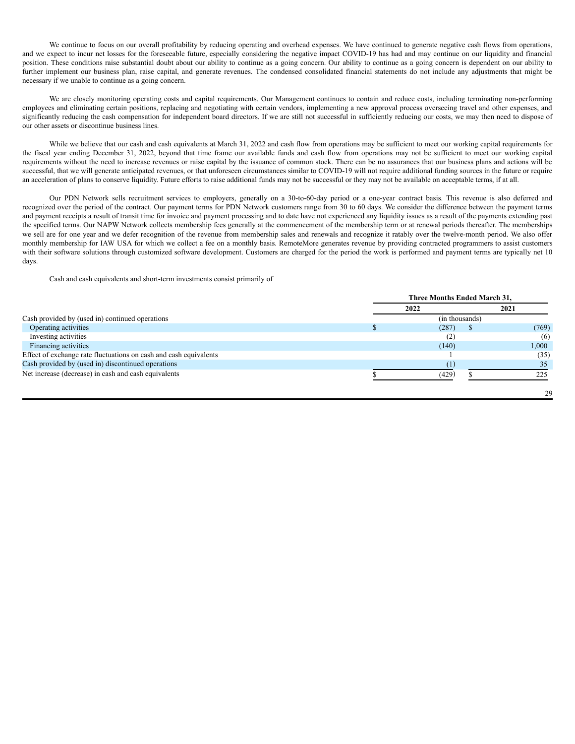We continue to focus on our overall profitability by reducing operating and overhead expenses. We have continued to generate negative cash flows from operations, and we expect to incur net losses for the foreseeable future, especially considering the negative impact COVID-19 has had and may continue on our liquidity and financial position. These conditions raise substantial doubt about our ability to continue as a going concern. Our ability to continue as a going concern is dependent on our ability to further implement our business plan, raise capital, and generate revenues. The condensed consolidated financial statements do not include any adjustments that might be necessary if we unable to continue as a going concern.

We are closely monitoring operating costs and capital requirements. Our Management continues to contain and reduce costs, including terminating non-performing employees and eliminating certain positions, replacing and negotiating with certain vendors, implementing a new approval process overseeing travel and other expenses, and significantly reducing the cash compensation for independent board directors. If we are still not successful in sufficiently reducing our costs, we may then need to dispose of our other assets or discontinue business lines.

While we believe that our cash and cash equivalents at March 31, 2022 and cash flow from operations may be sufficient to meet our working capital requirements for the fiscal year ending December 31, 2022, beyond that time frame our available funds and cash flow from operations may not be sufficient to meet our working capital requirements without the need to increase revenues or raise capital by the issuance of common stock. There can be no assurances that our business plans and actions will be successful, that we will generate anticipated revenues, or that unforeseen circumstances similar to COVID-19 will not require additional funding sources in the future or require an acceleration of plans to conserve liquidity. Future efforts to raise additional funds may not be successful or they may not be available on acceptable terms, if at all.

Our PDN Network sells recruitment services to employers, generally on a 30-to-60-day period or a one-year contract basis. This revenue is also deferred and recognized over the period of the contract. Our payment terms for PDN Network customers range from 30 to 60 days. We consider the difference between the payment terms and payment receipts a result of transit time for invoice and payment processing and to date have not experienced any liquidity issues as a result of the payments extending past the specified terms. Our NAPW Network collects membership fees generally at the commencement of the membership term or at renewal periods thereafter. The memberships we sell are for one year and we defer recognition of the revenue from membership sales and renewals and recognize it ratably over the twelve-month period. We also offer monthly membership for IAW USA for which we collect a fee on a monthly basis. RemoteMore generates revenue by providing contracted programmers to assist customers with their software solutions through customized software development. Customers are charged for the period the work is performed and payment terms are typically net 10 days.

Cash and cash equivalents and short-term investments consist primarily of

| | Three Months Ended March 31, | |
|---|---|---|
| | 2022 | 2021 |
| Cash provided by (used in) continued operations | (in thousands) | |
| Operating activities | $ (287) | $ (769) |
| Investing activities | (2) | (6) |
| Financing activities | (140) | 1,000 |
| Effect of exchange rate fluctuations on cash and cash equivalents | 1 | (35) |
| Cash provided by (used in) discontinued operations | (1) | 35 |
| Net increase (decrease) in cash and cash equivalents | $ (429) | $ 225 |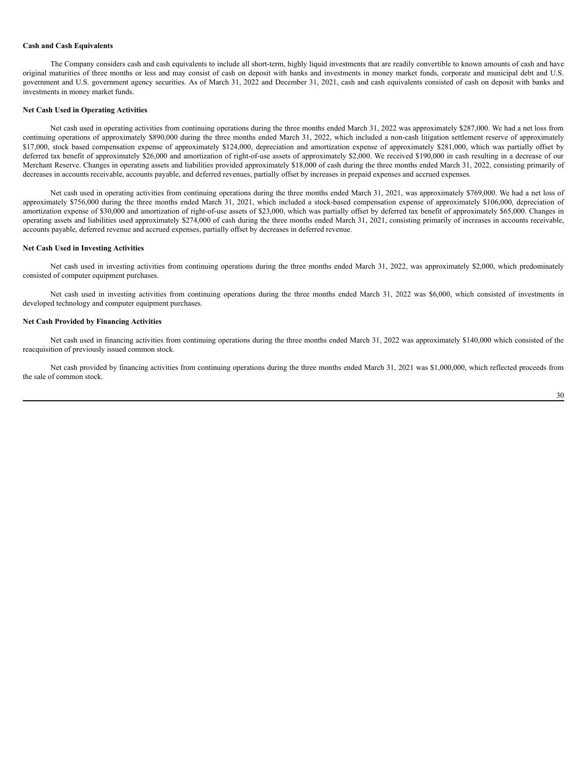**Cash and Cash Equivalents**

The Company considers cash and cash equivalents to include all short-term, highly liquid investments that are readily convertible to known amounts of cash and have original maturities of three months or less and may consist of cash on deposit with banks and investments in money market funds, corporate and municipal debt and U.S. government and U.S. government agency securities. As of March 31, 2022 and December 31, 2021, cash and cash equivalents consisted of cash on deposit with banks and investments in money market funds.

**Net Cash Used in Operating Activities**

Net cash used in operating activities from continuing operations during the three months ended March 31, 2022 was approximately $287,000. We had a net loss from continuing operations of approximately $890,000 during the three months ended March 31, 2022, which included a non-cash litigation settlement reserve of approximately $17,000, stock based compensation expense of approximately $124,000, depreciation and amortization expense of approximately $281,000, which was partially offset by deferred tax benefit of approximately $26,000 and amortization of right-of-use assets of approximately $2,000. We received $190,000 in cash resulting in a decrease of our Merchant Reserve. Changes in operating assets and liabilities provided approximately $18,000 of cash during the three months ended March 31, 2022, consisting primarily of decreases in accounts receivable, accounts payable, and deferred revenues, partially offset by increases in prepaid expenses and accrued expenses.

Net cash used in operating activities from continuing operations during the three months ended March 31, 2021, was approximately $769,000. We had a net loss of approximately $756,000 during the three months ended March 31, 2021, which included a stock-based compensation expense of approximately $106,000, depreciation of amortization expense of $30,000 and amortization of right-of-use assets of $23,000, which was partially offset by deferred tax benefit of approximately $65,000. Changes in operating assets and liabilities used approximately $274,000 of cash during the three months ended March 31, 2021, consisting primarily of increases in accounts receivable, accounts payable, deferred revenue and accrued expenses, partially offset by decreases in deferred revenue.

**Net Cash Used in Investing Activities**

Net cash used in investing activities from continuing operations during the three months ended March 31, 2022, was approximately $2,000, which predominately consisted of computer equipment purchases.

Net cash used in investing activities from continuing operations during the three months ended March 31, 2022 was $6,000, which consisted of investments in developed technology and computer equipment purchases.

**Net Cash Provided by Financing Activities**

Net cash used in financing activities from continuing operations during the three months ended March 31, 2022 was approximately $140,000 which consisted of the reacquisition of previously issued common stock.

Net cash provided by financing activities from continuing operations during the three months ended March 31, 2021 was $1,000,000, which reflected proceeds from the sale of common stock.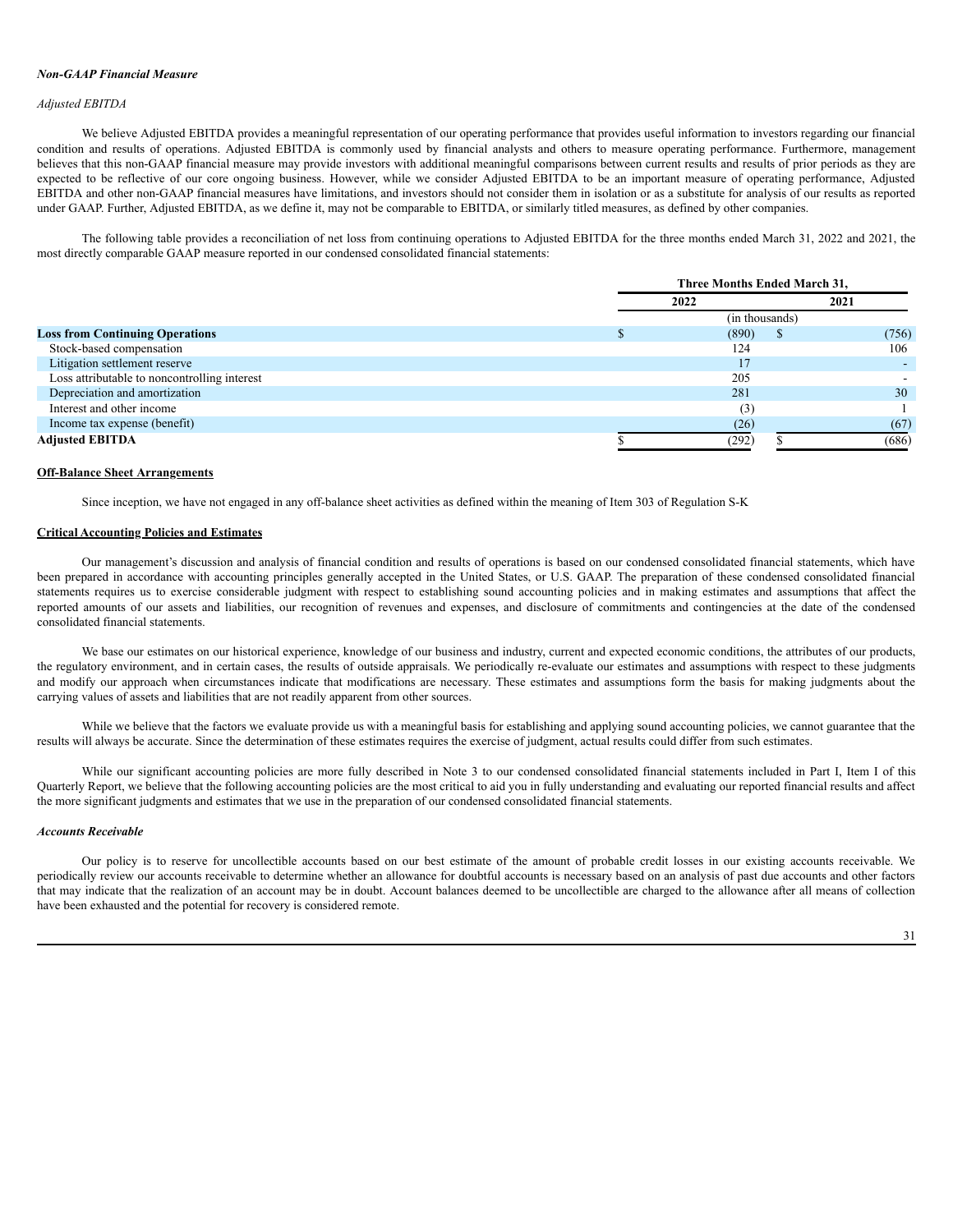***Non-GAAP Financial Measure***

*Adjusted EBITDA*

We believe Adjusted EBITDA provides a meaningful representation of our operating performance that provides useful information to investors regarding our financial condition and results of operations. Adjusted EBITDA is commonly used by financial analysts and others to measure operating performance. Furthermore, management believes that this non-GAAP financial measure may provide investors with additional meaningful comparisons between current results and results of prior periods as they are expected to be reflective of our core ongoing business. However, while we consider Adjusted EBITDA to be an important measure of operating performance, Adjusted EBITDA and other non-GAAP financial measures have limitations, and investors should not consider them in isolation or as a substitute for analysis of our results as reported under GAAP. Further, Adjusted EBITDA, as we define it, may not be comparable to EBITDA, or similarly titled measures, as defined by other companies.

The following table provides a reconciliation of net loss from continuing operations to Adjusted EBITDA for the three months ended March 31, 2022 and 2021, the most directly comparable GAAP measure reported in our condensed consolidated financial statements:

| | Three Months Ended March 31, | |
|---|---|---|
| | 2022 | 2021 |
| | (in thousands) | |
| **Loss from Continuing Operations** | $ (890) | $ (756) |
| Stock-based compensation | 124 | 106 |
| Litigation settlement reserve | 17 | - |
| Loss attributable to noncontrolling interest | 205 | - |
| Depreciation and amortization | 281 | 30 |
| Interest and other income | (3) | 1 |
| Income tax expense (benefit) | (26) | (67) |
| **Adjusted EBITDA** | $ (292) | $ (686) |

**Off-Balance Sheet Arrangements**

Since inception, we have not engaged in any off-balance sheet activities as defined within the meaning of Item 303 of Regulation S-K

**Critical Accounting Policies and Estimates**

Our management's discussion and analysis of financial condition and results of operations is based on our condensed consolidated financial statements, which have been prepared in accordance with accounting principles generally accepted in the United States, or U.S. GAAP. The preparation of these condensed consolidated financial statements requires us to exercise considerable judgment with respect to establishing sound accounting policies and in making estimates and assumptions that affect the reported amounts of our assets and liabilities, our recognition of revenues and expenses, and disclosure of commitments and contingencies at the date of the condensed consolidated financial statements.

We base our estimates on our historical experience, knowledge of our business and industry, current and expected economic conditions, the attributes of our products, the regulatory environment, and in certain cases, the results of outside appraisals. We periodically re-evaluate our estimates and assumptions with respect to these judgments and modify our approach when circumstances indicate that modifications are necessary. These estimates and assumptions form the basis for making judgments about the carrying values of assets and liabilities that are not readily apparent from other sources.

While we believe that the factors we evaluate provide us with a meaningful basis for establishing and applying sound accounting policies, we cannot guarantee that the results will always be accurate. Since the determination of these estimates requires the exercise of judgment, actual results could differ from such estimates.

While our significant accounting policies are more fully described in Note 3 to our condensed consolidated financial statements included in Part I, Item I of this Quarterly Report, we believe that the following accounting policies are the most critical to aid you in fully understanding and evaluating our reported financial results and affect the more significant judgments and estimates that we use in the preparation of our condensed consolidated financial statements.

***Accounts Receivable***

Our policy is to reserve for uncollectible accounts based on our best estimate of the amount of probable credit losses in our existing accounts receivable. We periodically review our accounts receivable to determine whether an allowance for doubtful accounts is necessary based on an analysis of past due accounts and other factors that may indicate that the realization of an account may be in doubt. Account balances deemed to be uncollectible are charged to the allowance after all means of collection have been exhausted and the potential for recovery is considered remote.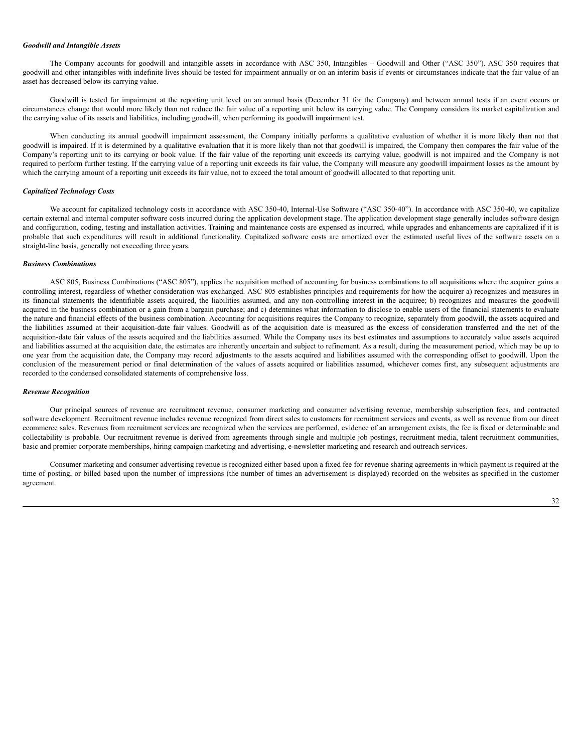*Goodwill and Intangible Assets*

The Company accounts for goodwill and intangible assets in accordance with ASC 350, Intangibles – Goodwill and Other ("ASC 350"). ASC 350 requires that goodwill and other intangibles with indefinite lives should be tested for impairment annually or on an interim basis if events or circumstances indicate that the fair value of an asset has decreased below its carrying value.

Goodwill is tested for impairment at the reporting unit level on an annual basis (December 31 for the Company) and between annual tests if an event occurs or circumstances change that would more likely than not reduce the fair value of a reporting unit below its carrying value. The Company considers its market capitalization and the carrying value of its assets and liabilities, including goodwill, when performing its goodwill impairment test.

When conducting its annual goodwill impairment assessment, the Company initially performs a qualitative evaluation of whether it is more likely than not that goodwill is impaired. If it is determined by a qualitative evaluation that it is more likely than not that goodwill is impaired, the Company then compares the fair value of the Company's reporting unit to its carrying or book value. If the fair value of the reporting unit exceeds its carrying value, goodwill is not impaired and the Company is not required to perform further testing. If the carrying value of a reporting unit exceeds its fair value, the Company will measure any goodwill impairment losses as the amount by which the carrying amount of a reporting unit exceeds its fair value, not to exceed the total amount of goodwill allocated to that reporting unit.

*Capitalized Technology Costs*

We account for capitalized technology costs in accordance with ASC 350-40, Internal-Use Software ("ASC 350-40"). In accordance with ASC 350-40, we capitalize certain external and internal computer software costs incurred during the application development stage. The application development stage generally includes software design and configuration, coding, testing and installation activities. Training and maintenance costs are expensed as incurred, while upgrades and enhancements are capitalized if it is probable that such expenditures will result in additional functionality. Capitalized software costs are amortized over the estimated useful lives of the software assets on a straight-line basis, generally not exceeding three years.

*Business Combinations*

ASC 805, Business Combinations ("ASC 805"), applies the acquisition method of accounting for business combinations to all acquisitions where the acquirer gains a controlling interest, regardless of whether consideration was exchanged. ASC 805 establishes principles and requirements for how the acquirer a) recognizes and measures in its financial statements the identifiable assets acquired, the liabilities assumed, and any non-controlling interest in the acquiree; b) recognizes and measures the goodwill acquired in the business combination or a gain from a bargain purchase; and c) determines what information to disclose to enable users of the financial statements to evaluate the nature and financial effects of the business combination. Accounting for acquisitions requires the Company to recognize, separately from goodwill, the assets acquired and the liabilities assumed at their acquisition-date fair values. Goodwill as of the acquisition date is measured as the excess of consideration transferred and the net of the acquisition-date fair values of the assets acquired and the liabilities assumed. While the Company uses its best estimates and assumptions to accurately value assets acquired and liabilities assumed at the acquisition date, the estimates are inherently uncertain and subject to refinement. As a result, during the measurement period, which may be up to one year from the acquisition date, the Company may record adjustments to the assets acquired and liabilities assumed with the corresponding offset to goodwill. Upon the conclusion of the measurement period or final determination of the values of assets acquired or liabilities assumed, whichever comes first, any subsequent adjustments are recorded to the condensed consolidated statements of comprehensive loss.

*Revenue Recognition*

Our principal sources of revenue are recruitment revenue, consumer marketing and consumer advertising revenue, membership subscription fees, and contracted software development. Recruitment revenue includes revenue recognized from direct sales to customers for recruitment services and events, as well as revenue from our direct ecommerce sales. Revenues from recruitment services are recognized when the services are performed, evidence of an arrangement exists, the fee is fixed or determinable and collectability is probable. Our recruitment revenue is derived from agreements through single and multiple job postings, recruitment media, talent recruitment communities, basic and premier corporate memberships, hiring campaign marketing and advertising, e-newsletter marketing and research and outreach services.

Consumer marketing and consumer advertising revenue is recognized either based upon a fixed fee for revenue sharing agreements in which payment is required at the time of posting, or billed based upon the number of impressions (the number of times an advertisement is displayed) recorded on the websites as specified in the customer agreement.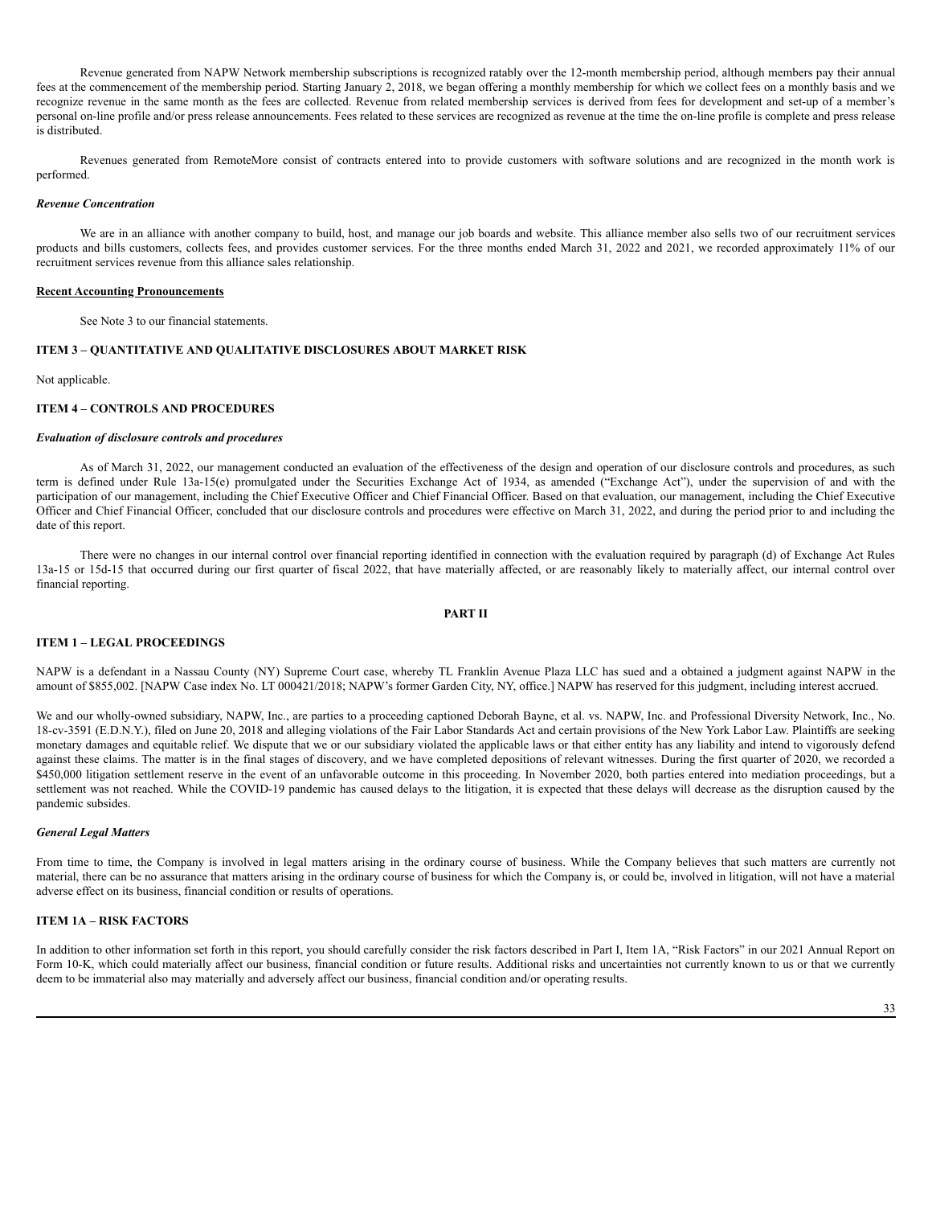Revenue generated from NAPW Network membership subscriptions is recognized ratably over the 12-month membership period, although members pay their annual fees at the commencement of the membership period. Starting January 2, 2018, we began offering a monthly membership for which we collect fees on a monthly basis and we recognize revenue in the same month as the fees are collected. Revenue from related membership services is derived from fees for development and set-up of a member's personal on-line profile and/or press release announcements. Fees related to these services are recognized as revenue at the time the on-line profile is complete and press release is distributed.

Revenues generated from RemoteMore consist of contracts entered into to provide customers with software solutions and are recognized in the month work is performed.

***Revenue Concentration***

We are in an alliance with another company to build, host, and manage our job boards and website. This alliance member also sells two of our recruitment services products and bills customers, collects fees, and provides customer services. For the three months ended March 31, 2022 and 2021, we recorded approximately 11% of our recruitment services revenue from this alliance sales relationship.

**Recent Accounting Pronouncements**

See Note 3 to our financial statements.

**ITEM 3 – QUANTITATIVE AND QUALITATIVE DISCLOSURES ABOUT MARKET RISK**

Not applicable.

**ITEM 4 – CONTROLS AND PROCEDURES**

***Evaluation of disclosure controls and procedures***

As of March 31, 2022, our management conducted an evaluation of the effectiveness of the design and operation of our disclosure controls and procedures, as such term is defined under Rule 13a-15(e) promulgated under the Securities Exchange Act of 1934, as amended ("Exchange Act"), under the supervision of and with the participation of our management, including the Chief Executive Officer and Chief Financial Officer. Based on that evaluation, our management, including the Chief Executive Officer and Chief Financial Officer, concluded that our disclosure controls and procedures were effective on March 31, 2022, and during the period prior to and including the date of this report.

There were no changes in our internal control over financial reporting identified in connection with the evaluation required by paragraph (d) of Exchange Act Rules 13a-15 or 15d-15 that occurred during our first quarter of fiscal 2022, that have materially affected, or are reasonably likely to materially affect, our internal control over financial reporting.

**PART II**

**ITEM 1 – LEGAL PROCEEDINGS**

NAPW is a defendant in a Nassau County (NY) Supreme Court case, whereby TL Franklin Avenue Plaza LLC has sued and a obtained a judgment against NAPW in the amount of $855,002. [NAPW Case index No. LT 000421/2018; NAPW's former Garden City, NY, office.] NAPW has reserved for this judgment, including interest accrued.

We and our wholly-owned subsidiary, NAPW, Inc., are parties to a proceeding captioned Deborah Bayne, et al. vs. NAPW, Inc. and Professional Diversity Network, Inc., No. 18-cv-3591 (E.D.N.Y.), filed on June 20, 2018 and alleging violations of the Fair Labor Standards Act and certain provisions of the New York Labor Law. Plaintiffs are seeking monetary damages and equitable relief. We dispute that we or our subsidiary violated the applicable laws or that either entity has any liability and intend to vigorously defend against these claims. The matter is in the final stages of discovery, and we have completed depositions of relevant witnesses. During the first quarter of 2020, we recorded a $450,000 litigation settlement reserve in the event of an unfavorable outcome in this proceeding. In November 2020, both parties entered into mediation proceedings, but a settlement was not reached. While the COVID-19 pandemic has caused delays to the litigation, it is expected that these delays will decrease as the disruption caused by the pandemic subsides.

***General Legal Matters***

From time to time, the Company is involved in legal matters arising in the ordinary course of business. While the Company believes that such matters are currently not material, there can be no assurance that matters arising in the ordinary course of business for which the Company is, or could be, involved in litigation, will not have a material adverse effect on its business, financial condition or results of operations.

**ITEM 1A – RISK FACTORS**

In addition to other information set forth in this report, you should carefully consider the risk factors described in Part I, Item 1A, "Risk Factors" in our 2021 Annual Report on Form 10-K, which could materially affect our business, financial condition or future results. Additional risks and uncertainties not currently known to us or that we currently deem to be immaterial also may materially and adversely affect our business, financial condition and/or operating results.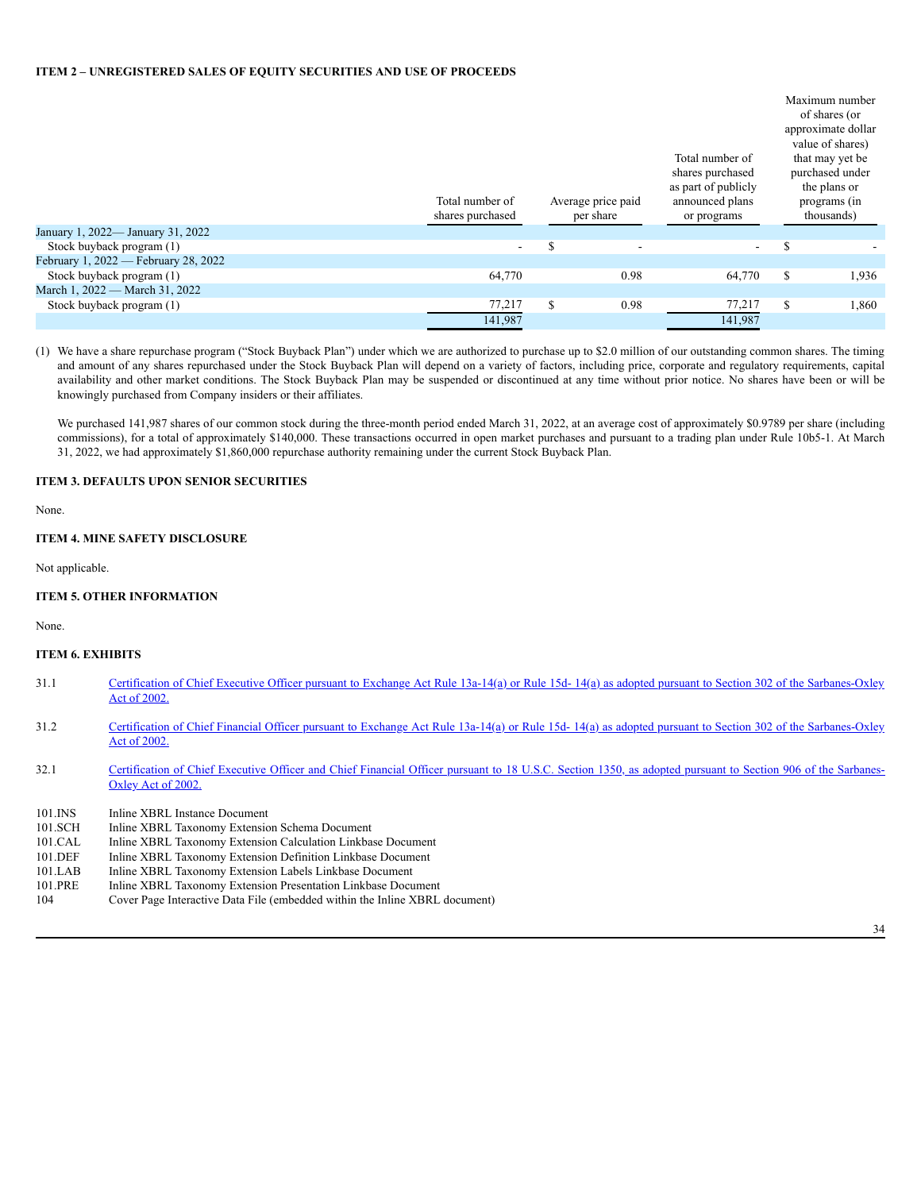**ITEM 2 – UNREGISTERED SALES OF EQUITY SECURITIES AND USE OF PROCEEDS**

| | Total number of shares purchased | Average price paid per share | Total number of shares purchased as part of publicly announced plans or programs | Maximum number of shares (or approximate dollar value of shares) that may yet be purchased under the plans or programs (in thousands) |
|---|---|---|---|---|
| January 1, 2022— January 31, 2022 | | | | |
| Stock buyback program (1) | - | $ - | - | $ - |
| February 1, 2022 — February 28, 2022 | | | | |
| Stock buyback program (1) | 64,770 | 0.98 | 64,770 | $ 1,936 |
| March 1, 2022 — March 31, 2022 | | | | |
| Stock buyback program (1) | 77,217 | $ 0.98 | 77,217 | $ 1,860 |
| | 141,987 | | 141,987 | |

(1) We have a share repurchase program ("Stock Buyback Plan") under which we are authorized to purchase up to $2.0 million of our outstanding common shares. The timing and amount of any shares repurchased under the Stock Buyback Plan will depend on a variety of factors, including price, corporate and regulatory requirements, capital availability and other market conditions. The Stock Buyback Plan may be suspended or discontinued at any time without prior notice. No shares have been or will be knowingly purchased from Company insiders or their affiliates.

We purchased 141,987 shares of our common stock during the three-month period ended March 31, 2022, at an average cost of approximately $0.9789 per share (including commissions), for a total of approximately $140,000. These transactions occurred in open market purchases and pursuant to a trading plan under Rule 10b5-1. At March 31, 2022, we had approximately $1,860,000 repurchase authority remaining under the current Stock Buyback Plan.

**ITEM 3. DEFAULTS UPON SENIOR SECURITIES**

None.

**ITEM 4. MINE SAFETY DISCLOSURE**

Not applicable.

**ITEM 5. OTHER INFORMATION**

None.

**ITEM 6. EXHIBITS**

| | |
|---|---|
| 31.1 | Certification of Chief Executive Officer pursuant to Exchange Act Rule 13a-14(a) or Rule 15d- 14(a) as adopted pursuant to Section 302 of the Sarbanes-Oxley Act of 2002. |
| 31.2 | Certification of Chief Financial Officer pursuant to Exchange Act Rule 13a-14(a) or Rule 15d- 14(a) as adopted pursuant to Section 302 of the Sarbanes-Oxley Act of 2002. |
| 32.1 | Certification of Chief Executive Officer and Chief Financial Officer pursuant to 18 U.S.C. Section 1350, as adopted pursuant to Section 906 of the Sarbanes-Oxley Act of 2002. |
| 101.INS | Inline XBRL Instance Document |
| 101.SCH | Inline XBRL Taxonomy Extension Schema Document |
| 101.CAL | Inline XBRL Taxonomy Extension Calculation Linkbase Document |
| 101.DEF | Inline XBRL Taxonomy Extension Definition Linkbase Document |
| 101.LAB | Inline XBRL Taxonomy Extension Labels Linkbase Document |
| 101.PRE | Inline XBRL Taxonomy Extension Presentation Linkbase Document |
| 104 | Cover Page Interactive Data File (embedded within the Inline XBRL document) |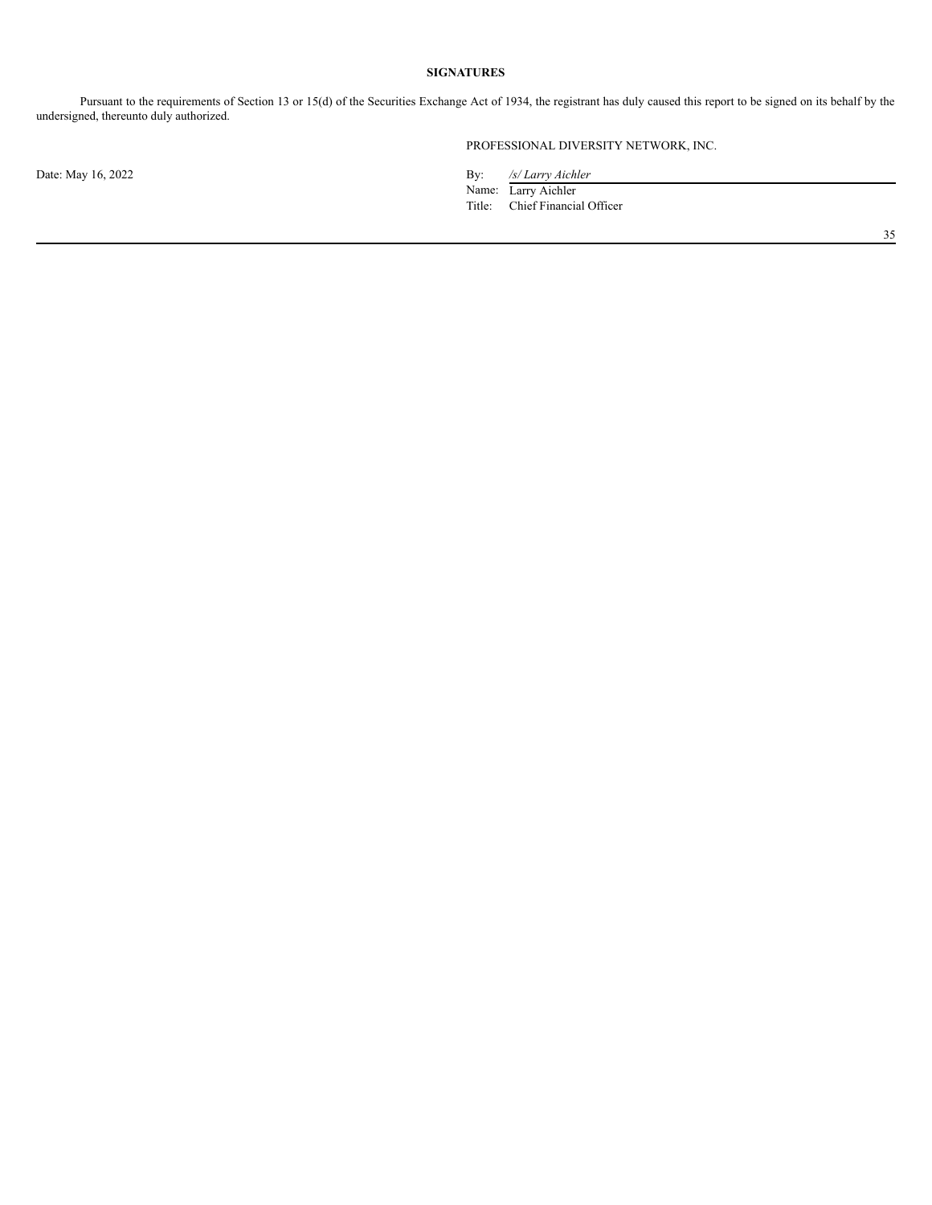## SIGNATURES

Pursuant to the requirements of Section 13 or 15(d) of the Securities Exchange Act of 1934, the registrant has duly caused this report to be signed on its behalf by the undersigned, thereunto duly authorized.

PROFESSIONAL DIVERSITY NETWORK, INC.

Date: May 16, 2022

By: */s/ Larry Aichler*
Name: Larry Aichler
Title: Chief Financial Officer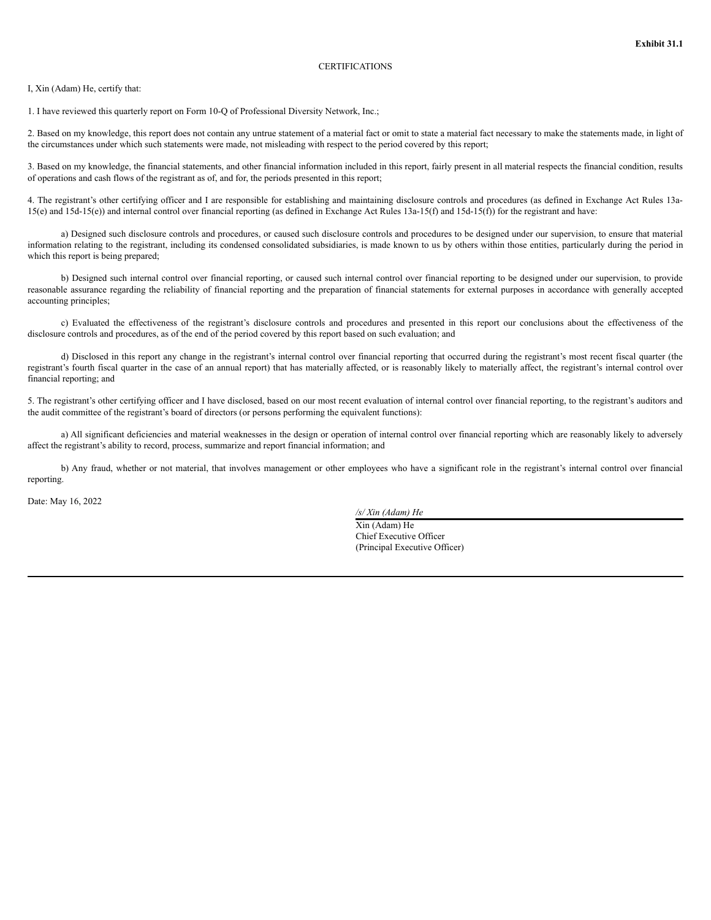**Exhibit 31.1**

CERTIFICATIONS

I, Xin (Adam) He, certify that:

1. I have reviewed this quarterly report on Form 10-Q of Professional Diversity Network, Inc.;

2. Based on my knowledge, this report does not contain any untrue statement of a material fact or omit to state a material fact necessary to make the statements made, in light of the circumstances under which such statements were made, not misleading with respect to the period covered by this report;

3. Based on my knowledge, the financial statements, and other financial information included in this report, fairly present in all material respects the financial condition, results of operations and cash flows of the registrant as of, and for, the periods presented in this report;

4. The registrant's other certifying officer and I are responsible for establishing and maintaining disclosure controls and procedures (as defined in Exchange Act Rules 13a-15(e) and 15d-15(e)) and internal control over financial reporting (as defined in Exchange Act Rules 13a-15(f) and 15d-15(f)) for the registrant and have:

a) Designed such disclosure controls and procedures, or caused such disclosure controls and procedures to be designed under our supervision, to ensure that material information relating to the registrant, including its condensed consolidated subsidiaries, is made known to us by others within those entities, particularly during the period in which this report is being prepared;

b) Designed such internal control over financial reporting, or caused such internal control over financial reporting to be designed under our supervision, to provide reasonable assurance regarding the reliability of financial reporting and the preparation of financial statements for external purposes in accordance with generally accepted accounting principles;

c) Evaluated the effectiveness of the registrant's disclosure controls and procedures and presented in this report our conclusions about the effectiveness of the disclosure controls and procedures, as of the end of the period covered by this report based on such evaluation; and

d) Disclosed in this report any change in the registrant's internal control over financial reporting that occurred during the registrant's most recent fiscal quarter (the registrant's fourth fiscal quarter in the case of an annual report) that has materially affected, or is reasonably likely to materially affect, the registrant's internal control over financial reporting; and

5. The registrant's other certifying officer and I have disclosed, based on our most recent evaluation of internal control over financial reporting, to the registrant's auditors and the audit committee of the registrant's board of directors (or persons performing the equivalent functions):

a) All significant deficiencies and material weaknesses in the design or operation of internal control over financial reporting which are reasonably likely to adversely affect the registrant's ability to record, process, summarize and report financial information; and

b) Any fraud, whether or not material, that involves management or other employees who have a significant role in the registrant's internal control over financial reporting.

Date: May 16, 2022

*/s/ Xin (Adam) He*

Xin (Adam) He
Chief Executive Officer
(Principal Executive Officer)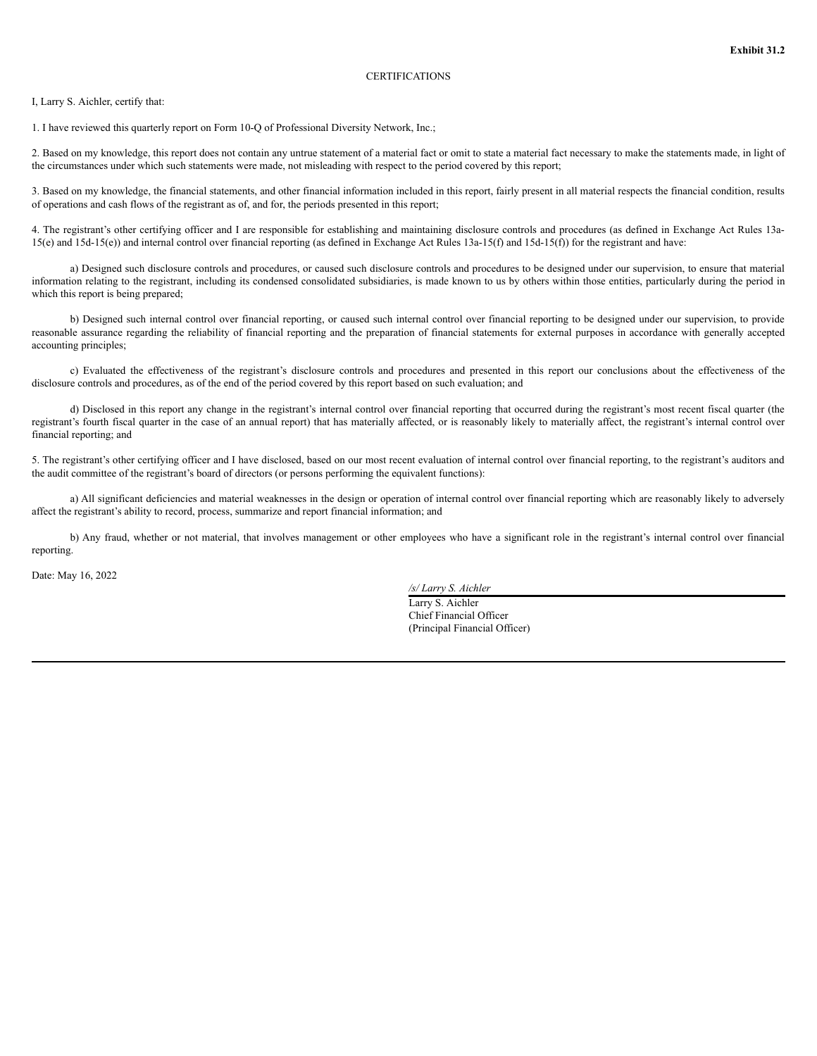**Exhibit 31.2**

CERTIFICATIONS

I, Larry S. Aichler, certify that:

1. I have reviewed this quarterly report on Form 10-Q of Professional Diversity Network, Inc.;

2. Based on my knowledge, this report does not contain any untrue statement of a material fact or omit to state a material fact necessary to make the statements made, in light of the circumstances under which such statements were made, not misleading with respect to the period covered by this report;

3. Based on my knowledge, the financial statements, and other financial information included in this report, fairly present in all material respects the financial condition, results of operations and cash flows of the registrant as of, and for, the periods presented in this report;

4. The registrant's other certifying officer and I are responsible for establishing and maintaining disclosure controls and procedures (as defined in Exchange Act Rules 13a-15(e) and 15d-15(e)) and internal control over financial reporting (as defined in Exchange Act Rules 13a-15(f) and 15d-15(f)) for the registrant and have:

a) Designed such disclosure controls and procedures, or caused such disclosure controls and procedures to be designed under our supervision, to ensure that material information relating to the registrant, including its condensed consolidated subsidiaries, is made known to us by others within those entities, particularly during the period in which this report is being prepared;

b) Designed such internal control over financial reporting, or caused such internal control over financial reporting to be designed under our supervision, to provide reasonable assurance regarding the reliability of financial reporting and the preparation of financial statements for external purposes in accordance with generally accepted accounting principles;

c) Evaluated the effectiveness of the registrant's disclosure controls and procedures and presented in this report our conclusions about the effectiveness of the disclosure controls and procedures, as of the end of the period covered by this report based on such evaluation; and

d) Disclosed in this report any change in the registrant's internal control over financial reporting that occurred during the registrant's most recent fiscal quarter (the registrant's fourth fiscal quarter in the case of an annual report) that has materially affected, or is reasonably likely to materially affect, the registrant's internal control over financial reporting; and

5. The registrant's other certifying officer and I have disclosed, based on our most recent evaluation of internal control over financial reporting, to the registrant's auditors and the audit committee of the registrant's board of directors (or persons performing the equivalent functions):

a) All significant deficiencies and material weaknesses in the design or operation of internal control over financial reporting which are reasonably likely to adversely affect the registrant's ability to record, process, summarize and report financial information; and

b) Any fraud, whether or not material, that involves management or other employees who have a significant role in the registrant's internal control over financial reporting.

Date: May 16, 2022

*/s/ Larry S. Aichler*
Larry S. Aichler
Chief Financial Officer
(Principal Financial Officer)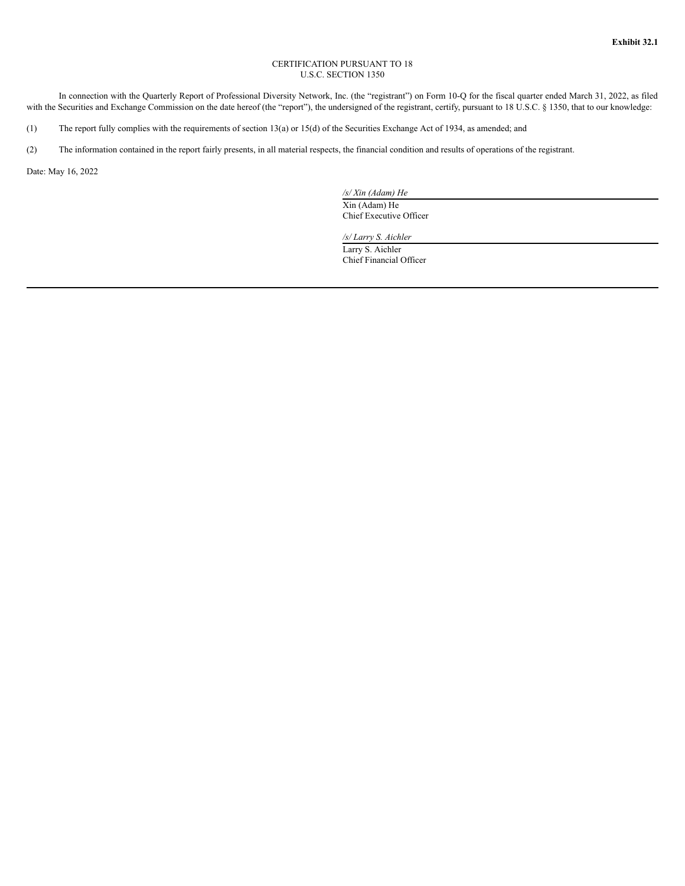**Exhibit 32.1**

CERTIFICATION PURSUANT TO 18
U.S.C. SECTION 1350

In connection with the Quarterly Report of Professional Diversity Network, Inc. (the "registrant") on Form 10-Q for the fiscal quarter ended March 31, 2022, as filed with the Securities and Exchange Commission on the date hereof (the "report"), the undersigned of the registrant, certify, pursuant to 18 U.S.C. § 1350, that to our knowledge:

(1) The report fully complies with the requirements of section 13(a) or 15(d) of the Securities Exchange Act of 1934, as amended; and

(2) The information contained in the report fairly presents, in all material respects, the financial condition and results of operations of the registrant.

Date: May 16, 2022

*/s/ Xin (Adam) He*
Xin (Adam) He
Chief Executive Officer

*/s/ Larry S. Aichler*
Larry S. Aichler
Chief Financial Officer